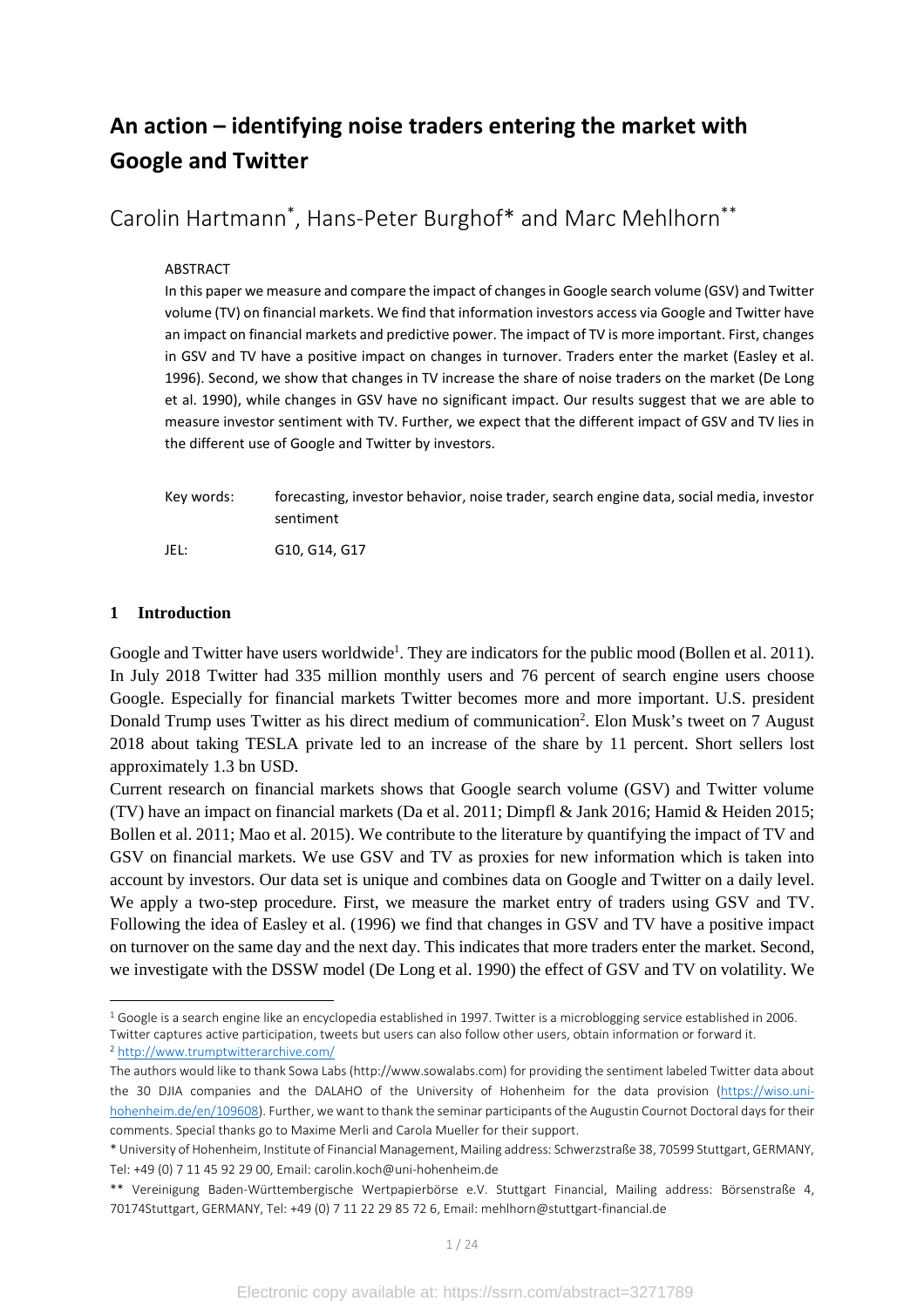# An action – identifying noise traders entering the market with Google and Twitter

Carolin Hartmann*, Hans-Peter Burghof* and Marc Mehlhorn**

ABSTRACT

In this paper we measure and compare the impact of changes in Google search volume (GSV) and Twitter volume (TV) on financial markets. We find that information investors access via Google and Twitter have an impact on financial markets and predictive power. The impact of TV is more important. First, changes in GSV and TV have a positive impact on changes in turnover. Traders enter the market (Easley et al. 1996). Second, we show that changes in TV increase the share of noise traders on the market (De Long et al. 1990), while changes in GSV have no significant impact. Our results suggest that we are able to measure investor sentiment with TV. Further, we expect that the different impact of GSV and TV lies in the different use of Google and Twitter by investors.

Key words: forecasting, investor behavior, noise trader, search engine data, social media, investor sentiment

JEL: G10, G14, G17

## 1 Introduction

Google and Twitter have users worldwide[1]. They are indicators for the public mood (Bollen et al. 2011). In July 2018 Twitter had 335 million monthly users and 76 percent of search engine users choose Google. Especially for financial markets Twitter becomes more and more important. U.S. president Donald Trump uses Twitter as his direct medium of communication[2]. Elon Musk's tweet on 7 August 2018 about taking TESLA private led to an increase of the share by 11 percent. Short sellers lost approximately 1.3 bn USD.

Current research on financial markets shows that Google search volume (GSV) and Twitter volume (TV) have an impact on financial markets (Da et al. 2011; Dimpfl & Jank 2016; Hamid & Heiden 2015; Bollen et al. 2011; Mao et al. 2015). We contribute to the literature by quantifying the impact of TV and GSV on financial markets. We use GSV and TV as proxies for new information which is taken into account by investors. Our data set is unique and combines data on Google and Twitter on a daily level. We apply a two-step procedure. First, we measure the market entry of traders using GSV and TV. Following the idea of Easley et al. (1996) we find that changes in GSV and TV have a positive impact on turnover on the same day and the next day. This indicates that more traders enter the market. Second, we investigate with the DSSW model (De Long et al. 1990) the effect of GSV and TV on volatility. We

---

[1] Google is a search engine like an encyclopedia established in 1997. Twitter is a microblogging service established in 2006. Twitter captures active participation, tweets but users can also follow other users, obtain information or forward it.

[2] http://www.trumptwitterarchive.com/

The authors would like to thank Sowa Labs (http://www.sowalabs.com) for providing the sentiment labeled Twitter data about the 30 DJIA companies and the DALAHO of the University of Hohenheim for the data provision (https://wiso.uni-hohenheim.de/en/109608). Further, we want to thank the seminar participants of the Augustin Cournot Doctoral days for their comments. Special thanks go to Maxime Merli and Carola Mueller for their support.

* University of Hohenheim, Institute of Financial Management, Mailing address: Schwerzstraße 38, 70599 Stuttgart, GERMANY, Tel: +49 (0) 7 11 45 92 29 00, Email: carolin.koch@uni-hohenheim.de

** Vereinigung Baden-Württembergische Wertpapierbörse e.V. Stuttgart Financial, Mailing address: Börsenstraße 4, 70174Stuttgart, GERMANY, Tel: +49 (0) 7 11 22 29 85 72 6, Email: mehlhorn@stuttgart-financial.de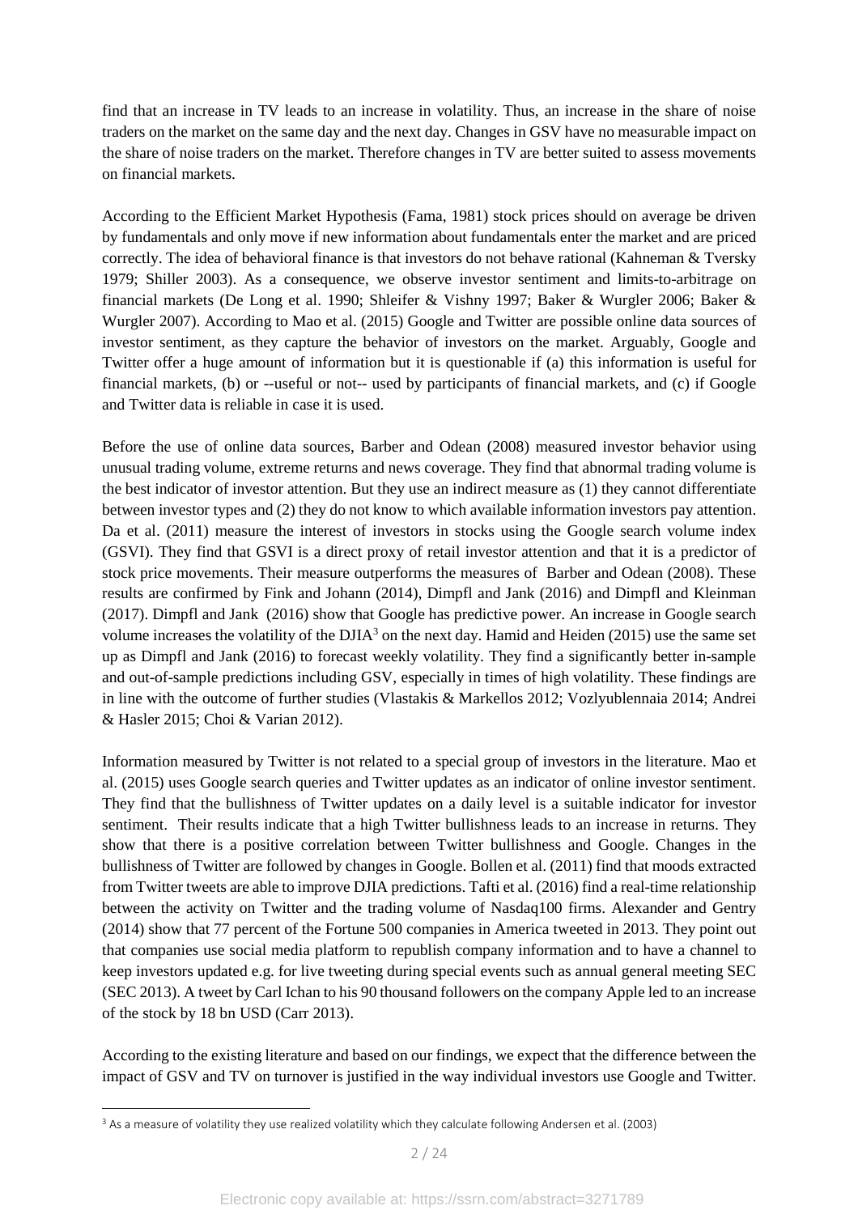find that an increase in TV leads to an increase in volatility. Thus, an increase in the share of noise traders on the market on the same day and the next day. Changes in GSV have no measurable impact on the share of noise traders on the market. Therefore changes in TV are better suited to assess movements on financial markets.

According to the Efficient Market Hypothesis (Fama, 1981) stock prices should on average be driven by fundamentals and only move if new information about fundamentals enter the market and are priced correctly. The idea of behavioral finance is that investors do not behave rational (Kahneman & Tversky 1979; Shiller 2003). As a consequence, we observe investor sentiment and limits-to-arbitrage on financial markets (De Long et al. 1990; Shleifer & Vishny 1997; Baker & Wurgler 2006; Baker & Wurgler 2007). According to Mao et al. (2015) Google and Twitter are possible online data sources of investor sentiment, as they capture the behavior of investors on the market. Arguably, Google and Twitter offer a huge amount of information but it is questionable if (a) this information is useful for financial markets, (b) or --useful or not-- used by participants of financial markets, and (c) if Google and Twitter data is reliable in case it is used.

Before the use of online data sources, Barber and Odean (2008) measured investor behavior using unusual trading volume, extreme returns and news coverage. They find that abnormal trading volume is the best indicator of investor attention. But they use an indirect measure as (1) they cannot differentiate between investor types and (2) they do not know to which available information investors pay attention. Da et al. (2011) measure the interest of investors in stocks using the Google search volume index (GSVI). They find that GSVI is a direct proxy of retail investor attention and that it is a predictor of stock price movements. Their measure outperforms the measures of Barber and Odean (2008). These results are confirmed by Fink and Johann (2014), Dimpfl and Jank (2016) and Dimpfl and Kleinman (2017). Dimpfl and Jank (2016) show that Google has predictive power. An increase in Google search volume increases the volatility of the DJIA[3] on the next day. Hamid and Heiden (2015) use the same set up as Dimpfl and Jank (2016) to forecast weekly volatility. They find a significantly better in-sample and out-of-sample predictions including GSV, especially in times of high volatility. These findings are in line with the outcome of further studies (Vlastakis & Markellos 2012; Vozlyublennaia 2014; Andrei & Hasler 2015; Choi & Varian 2012).

Information measured by Twitter is not related to a special group of investors in the literature. Mao et al. (2015) uses Google search queries and Twitter updates as an indicator of online investor sentiment. They find that the bullishness of Twitter updates on a daily level is a suitable indicator for investor sentiment. Their results indicate that a high Twitter bullishness leads to an increase in returns. They show that there is a positive correlation between Twitter bullishness and Google. Changes in the bullishness of Twitter are followed by changes in Google. Bollen et al. (2011) find that moods extracted from Twitter tweets are able to improve DJIA predictions. Tafti et al. (2016) find a real-time relationship between the activity on Twitter and the trading volume of Nasdaq100 firms. Alexander and Gentry (2014) show that 77 percent of the Fortune 500 companies in America tweeted in 2013. They point out that companies use social media platform to republish company information and to have a channel to keep investors updated e.g. for live tweeting during special events such as annual general meeting SEC (SEC 2013). A tweet by Carl Ichan to his 90 thousand followers on the company Apple led to an increase of the stock by 18 bn USD (Carr 2013).

According to the existing literature and based on our findings, we expect that the difference between the impact of GSV and TV on turnover is justified in the way individual investors use Google and Twitter.

[3] As a measure of volatility they use realized volatility which they calculate following Andersen et al. (2003)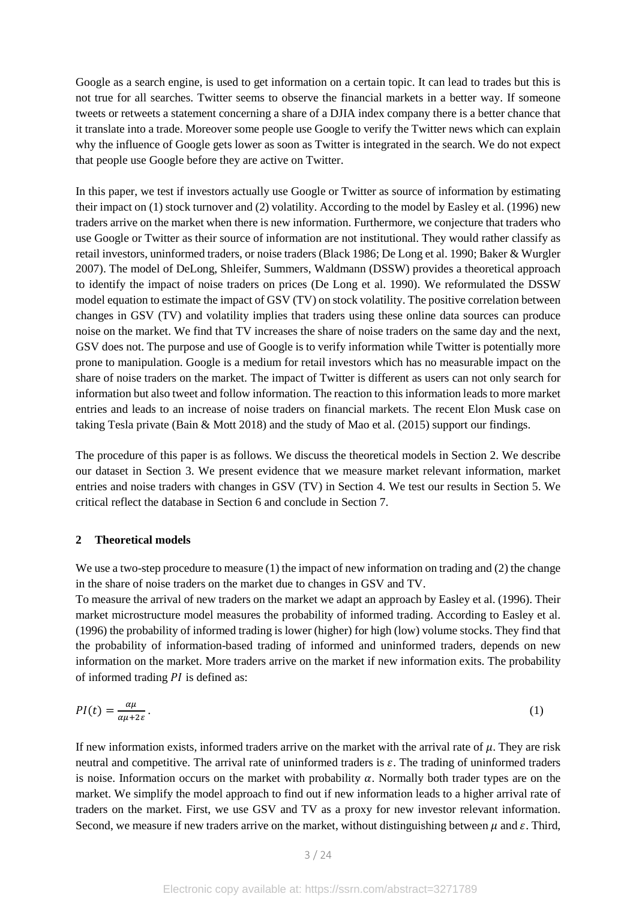Google as a search engine, is used to get information on a certain topic. It can lead to trades but this is not true for all searches. Twitter seems to observe the financial markets in a better way. If someone tweets or retweets a statement concerning a share of a DJIA index company there is a better chance that it translate into a trade. Moreover some people use Google to verify the Twitter news which can explain why the influence of Google gets lower as soon as Twitter is integrated in the search. We do not expect that people use Google before they are active on Twitter.

In this paper, we test if investors actually use Google or Twitter as source of information by estimating their impact on (1) stock turnover and (2) volatility. According to the model by Easley et al. (1996) new traders arrive on the market when there is new information. Furthermore, we conjecture that traders who use Google or Twitter as their source of information are not institutional. They would rather classify as retail investors, uninformed traders, or noise traders (Black 1986; De Long et al. 1990; Baker & Wurgler 2007). The model of DeLong, Shleifer, Summers, Waldmann (DSSW) provides a theoretical approach to identify the impact of noise traders on prices (De Long et al. 1990). We reformulated the DSSW model equation to estimate the impact of GSV (TV) on stock volatility. The positive correlation between changes in GSV (TV) and volatility implies that traders using these online data sources can produce noise on the market. We find that TV increases the share of noise traders on the same day and the next, GSV does not. The purpose and use of Google is to verify information while Twitter is potentially more prone to manipulation. Google is a medium for retail investors which has no measurable impact on the share of noise traders on the market. The impact of Twitter is different as users can not only search for information but also tweet and follow information. The reaction to this information leads to more market entries and leads to an increase of noise traders on financial markets. The recent Elon Musk case on taking Tesla private (Bain & Mott 2018) and the study of Mao et al. (2015) support our findings.

The procedure of this paper is as follows. We discuss the theoretical models in Section 2. We describe our dataset in Section 3. We present evidence that we measure market relevant information, market entries and noise traders with changes in GSV (TV) in Section 4. We test our results in Section 5. We critical reflect the database in Section 6 and conclude in Section 7.

## 2 Theoretical models

We use a two-step procedure to measure (1) the impact of new information on trading and (2) the change in the share of noise traders on the market due to changes in GSV and TV.
To measure the arrival of new traders on the market we adapt an approach by Easley et al. (1996). Their market microstructure model measures the probability of informed trading. According to Easley et al. (1996) the probability of informed trading is lower (higher) for high (low) volume stocks. They find that the probability of information-based trading of informed and uninformed traders, depends on new information on the market. More traders arrive on the market if new information exits. The probability of informed trading $PI$ is defined as:

$$PI(t) = \frac{\alpha\mu}{\alpha\mu + 2\varepsilon}. \tag{1}$$

If new information exists, informed traders arrive on the market with the arrival rate of $\mu$. They are risk neutral and competitive. The arrival rate of uninformed traders is $\varepsilon$. The trading of uninformed traders is noise. Information occurs on the market with probability $\alpha$. Normally both trader types are on the market. We simplify the model approach to find out if new information leads to a higher arrival rate of traders on the market. First, we use GSV and TV as a proxy for new investor relevant information. Second, we measure if new traders arrive on the market, without distinguishing between $\mu$ and $\varepsilon$. Third,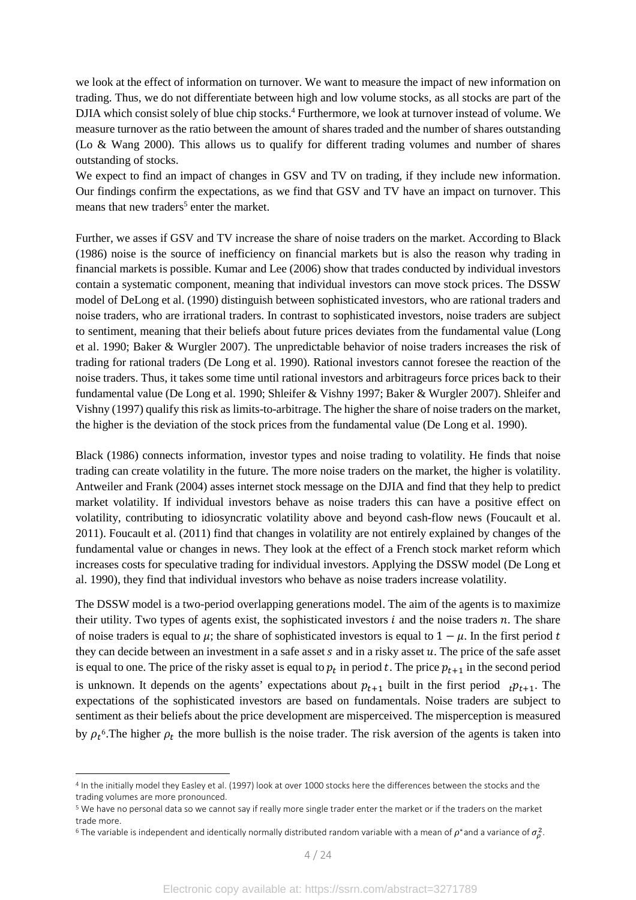we look at the effect of information on turnover. We want to measure the impact of new information on trading. Thus, we do not differentiate between high and low volume stocks, as all stocks are part of the DJIA which consist solely of blue chip stocks.[4] Furthermore, we look at turnover instead of volume. We measure turnover as the ratio between the amount of shares traded and the number of shares outstanding (Lo & Wang 2000). This allows us to qualify for different trading volumes and number of shares outstanding of stocks.

We expect to find an impact of changes in GSV and TV on trading, if they include new information. Our findings confirm the expectations, as we find that GSV and TV have an impact on turnover. This means that new traders[5] enter the market.

Further, we asses if GSV and TV increase the share of noise traders on the market. According to Black (1986) noise is the source of inefficiency on financial markets but is also the reason why trading in financial markets is possible. Kumar and Lee (2006) show that trades conducted by individual investors contain a systematic component, meaning that individual investors can move stock prices. The DSSW model of DeLong et al. (1990) distinguish between sophisticated investors, who are rational traders and noise traders, who are irrational traders. In contrast to sophisticated investors, noise traders are subject to sentiment, meaning that their beliefs about future prices deviates from the fundamental value (Long et al. 1990; Baker & Wurgler 2007). The unpredictable behavior of noise traders increases the risk of trading for rational traders (De Long et al. 1990). Rational investors cannot foresee the reaction of the noise traders. Thus, it takes some time until rational investors and arbitrageurs force prices back to their fundamental value (De Long et al. 1990; Shleifer & Vishny 1997; Baker & Wurgler 2007). Shleifer and Vishny (1997) qualify this risk as limits-to-arbitrage. The higher the share of noise traders on the market, the higher is the deviation of the stock prices from the fundamental value (De Long et al. 1990).

Black (1986) connects information, investor types and noise trading to volatility. He finds that noise trading can create volatility in the future. The more noise traders on the market, the higher is volatility. Antweiler and Frank (2004) asses internet stock message on the DJIA and find that they help to predict market volatility. If individual investors behave as noise traders this can have a positive effect on volatility, contributing to idiosyncratic volatility above and beyond cash-flow news (Foucault et al. 2011). Foucault et al. (2011) find that changes in volatility are not entirely explained by changes of the fundamental value or changes in news. They look at the effect of a French stock market reform which increases costs for speculative trading for individual investors. Applying the DSSW model (De Long et al. 1990), they find that individual investors who behave as noise traders increase volatility.

The DSSW model is a two-period overlapping generations model. The aim of the agents is to maximize their utility. Two types of agents exist, the sophisticated investors $i$ and the noise traders $n$. The share of noise traders is equal to $\mu$; the share of sophisticated investors is equal to $1-\mu$. In the first period $t$ they can decide between an investment in a safe asset $s$ and in a risky asset $u$. The price of the safe asset is equal to one. The price of the risky asset is equal to $p_t$ in period $t$. The price $p_{t+1}$ in the second period is unknown. It depends on the agents' expectations about $p_{t+1}$ built in the first period ${}_tp_{t+1}$. The expectations of the sophisticated investors are based on fundamentals. Noise traders are subject to sentiment as their beliefs about the price development are misperceived. The misperception is measured by $\rho_t$[6]. The higher $\rho_t$ the more bullish is the noise trader. The risk aversion of the agents is taken into

---

[4] In the initially model they Easley et al. (1997) look at over 1000 stocks here the differences between the stocks and the trading volumes are more pronounced.

[5] We have no personal data so we cannot say if really more single trader enter the market or if the traders on the market trade more.

[6] The variable is independent and identically normally distributed random variable with a mean of $\rho^*$ and a variance of $\sigma_\rho^2$.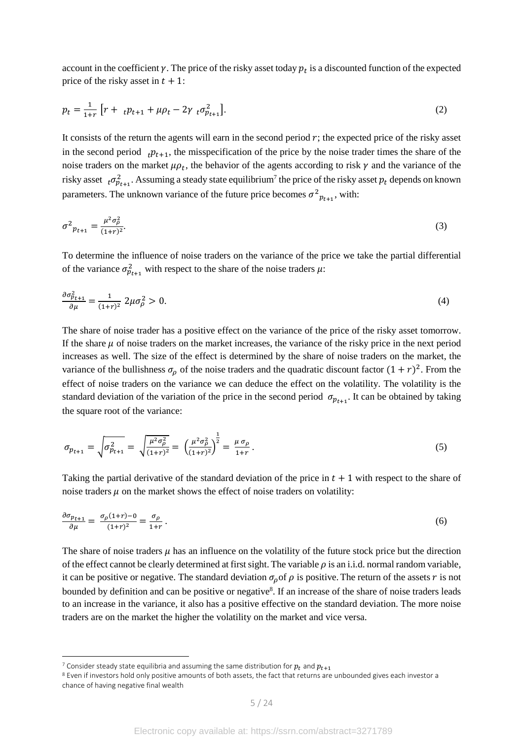account in the coefficient $\gamma$. The price of the risky asset today $p_t$ is a discounted function of the expected price of the risky asset in $t+1$:

$$p_t = \frac{1}{1+r}\left[r + {}_t p_{t+1} + \mu\rho_t - 2\gamma\ {}_t\sigma^2_{p_{t+1}}\right]. \tag{2}$$

It consists of the return the agents will earn in the second period $r$; the expected price of the risky asset in the second period ${}_t p_{t+1}$, the misspecification of the price by the noise trader times the share of the noise traders on the market $\mu\rho_t$, the behavior of the agents according to risk $\gamma$ and the variance of the risky asset ${}_t\sigma^2_{p_{t+1}}$. Assuming a steady state equilibrium[7] the price of the risky asset $p_t$ depends on known parameters. The unknown variance of the future price becomes ${\sigma^2}_{p_{t+1}}$, with:

$$\sigma^2{}_{p_{t+1}} = \frac{\mu^2\sigma_\rho^2}{(1+r)^2}. \tag{3}$$

To determine the influence of noise traders on the variance of the price we take the partial differential of the variance $\sigma^2_{p_{t+1}}$ with respect to the share of the noise traders $\mu$:

$$\frac{\partial \sigma^2_{p_{t+1}}}{\partial \mu} = \frac{1}{(1+r)^2}\ 2\mu\sigma_\rho^2 > 0. \tag{4}$$

The share of noise trader has a positive effect on the variance of the price of the risky asset tomorrow. If the share $\mu$ of noise traders on the market increases, the variance of the risky price in the next period increases as well. The size of the effect is determined by the share of noise traders on the market, the variance of the bullishness $\sigma_\rho$ of the noise traders and the quadratic discount factor $(1+r)^2$. From the effect of noise traders on the variance we can deduce the effect on the volatility. The volatility is the standard deviation of the variation of the price in the second period $\sigma_{p_{t+1}}$. It can be obtained by taking the square root of the variance:

$$\sigma_{p_{t+1}} = \sqrt{\sigma^2_{p_{t+1}}} = \sqrt{\frac{\mu^2\sigma_\rho^2}{(1+r)^2}} = \left(\frac{\mu^2\sigma_\rho^2}{(1+r)^2}\right)^{\frac{1}{2}} = \frac{\mu\,\sigma_\rho}{1+r}. \tag{5}$$

Taking the partial derivative of the standard deviation of the price in $t+1$ with respect to the share of noise traders $\mu$ on the market shows the effect of noise traders on volatility:

$$\frac{\partial \sigma_{p_{t+1}}}{\partial \mu} = \frac{\sigma_\rho(1+r) - 0}{(1+r)^2} = \frac{\sigma_\rho}{1+r}. \tag{6}$$

The share of noise traders $\mu$ has an influence on the volatility of the future stock price but the direction of the effect cannot be clearly determined at first sight. The variable $\rho$ is an i.i.d. normal random variable, it can be positive or negative. The standard deviation $\sigma_\rho$ of $\rho$ is positive. The return of the assets $r$ is not bounded by definition and can be positive or negative[8]. If an increase of the share of noise traders leads to an increase in the variance, it also has a positive effective on the standard deviation. The more noise traders are on the market the higher the volatility on the market and vice versa.

---

[7] Consider steady state equilibria and assuming the same distribution for $p_t$ and $p_{t+1}$

[8] Even if investors hold only positive amounts of both assets, the fact that returns are unbounded gives each investor a chance of having negative final wealth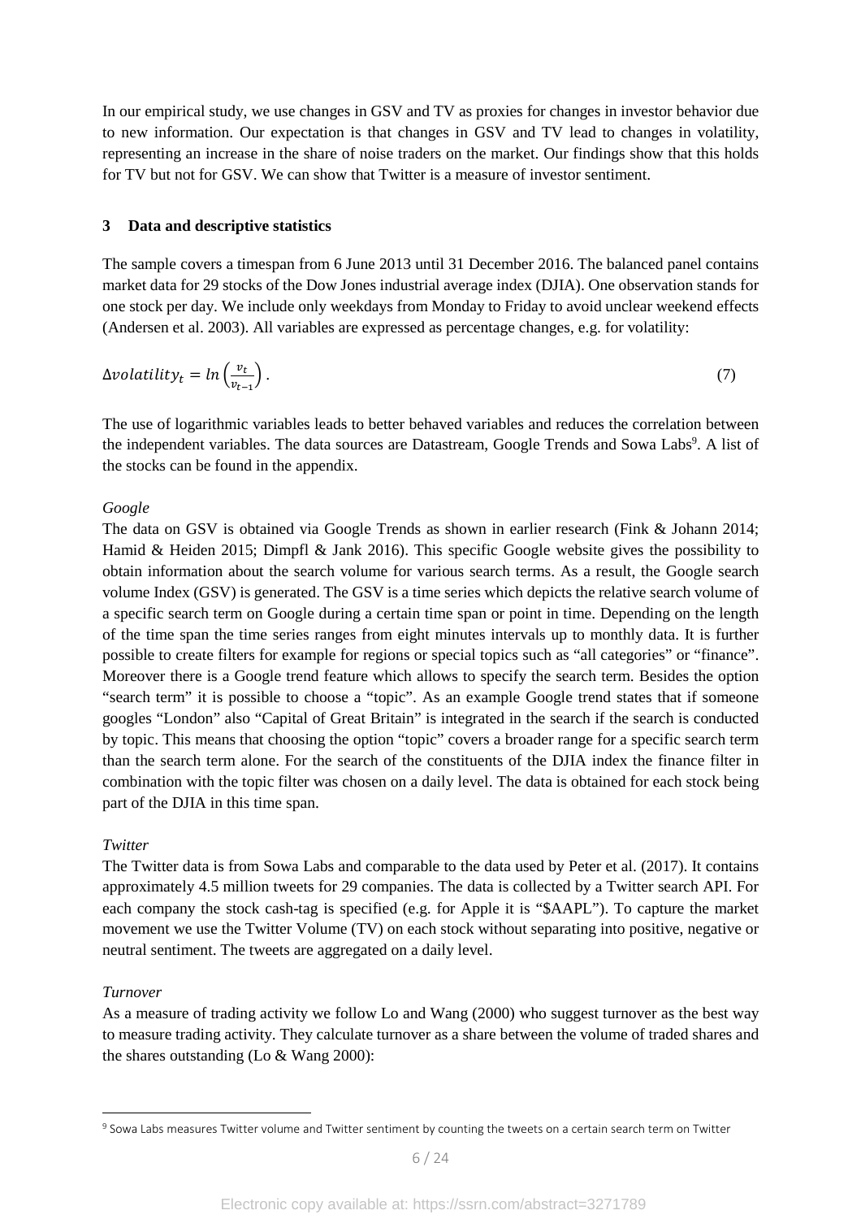In our empirical study, we use changes in GSV and TV as proxies for changes in investor behavior due to new information. Our expectation is that changes in GSV and TV lead to changes in volatility, representing an increase in the share of noise traders on the market. Our findings show that this holds for TV but not for GSV. We can show that Twitter is a measure of investor sentiment.

## 3 Data and descriptive statistics

The sample covers a timespan from 6 June 2013 until 31 December 2016. The balanced panel contains market data for 29 stocks of the Dow Jones industrial average index (DJIA). One observation stands for one stock per day. We include only weekdays from Monday to Friday to avoid unclear weekend effects (Andersen et al. 2003). All variables are expressed as percentage changes, e.g. for volatility:

$$\Delta volatility_t = ln\left(\frac{v_t}{v_{t-1}}\right). \tag{7}$$

The use of logarithmic variables leads to better behaved variables and reduces the correlation between the independent variables. The data sources are Datastream, Google Trends and Sowa Labs[9]. A list of the stocks can be found in the appendix.

*Google*

The data on GSV is obtained via Google Trends as shown in earlier research (Fink & Johann 2014; Hamid & Heiden 2015; Dimpfl & Jank 2016). This specific Google website gives the possibility to obtain information about the search volume for various search terms. As a result, the Google search volume Index (GSV) is generated. The GSV is a time series which depicts the relative search volume of a specific search term on Google during a certain time span or point in time. Depending on the length of the time span the time series ranges from eight minutes intervals up to monthly data. It is further possible to create filters for example for regions or special topics such as "all categories" or "finance". Moreover there is a Google trend feature which allows to specify the search term. Besides the option "search term" it is possible to choose a "topic". As an example Google trend states that if someone googles "London" also "Capital of Great Britain" is integrated in the search if the search is conducted by topic. This means that choosing the option "topic" covers a broader range for a specific search term than the search term alone. For the search of the constituents of the DJIA index the finance filter in combination with the topic filter was chosen on a daily level. The data is obtained for each stock being part of the DJIA in this time span.

*Twitter*

The Twitter data is from Sowa Labs and comparable to the data used by Peter et al. (2017). It contains approximately 4.5 million tweets for 29 companies. The data is collected by a Twitter search API. For each company the stock cash-tag is specified (e.g. for Apple it is "$AAPL"). To capture the market movement we use the Twitter Volume (TV) on each stock without separating into positive, negative or neutral sentiment. The tweets are aggregated on a daily level.

*Turnover*

As a measure of trading activity we follow Lo and Wang (2000) who suggest turnover as the best way to measure trading activity. They calculate turnover as a share between the volume of traded shares and the shares outstanding (Lo & Wang 2000):

[9] Sowa Labs measures Twitter volume and Twitter sentiment by counting the tweets on a certain search term on Twitter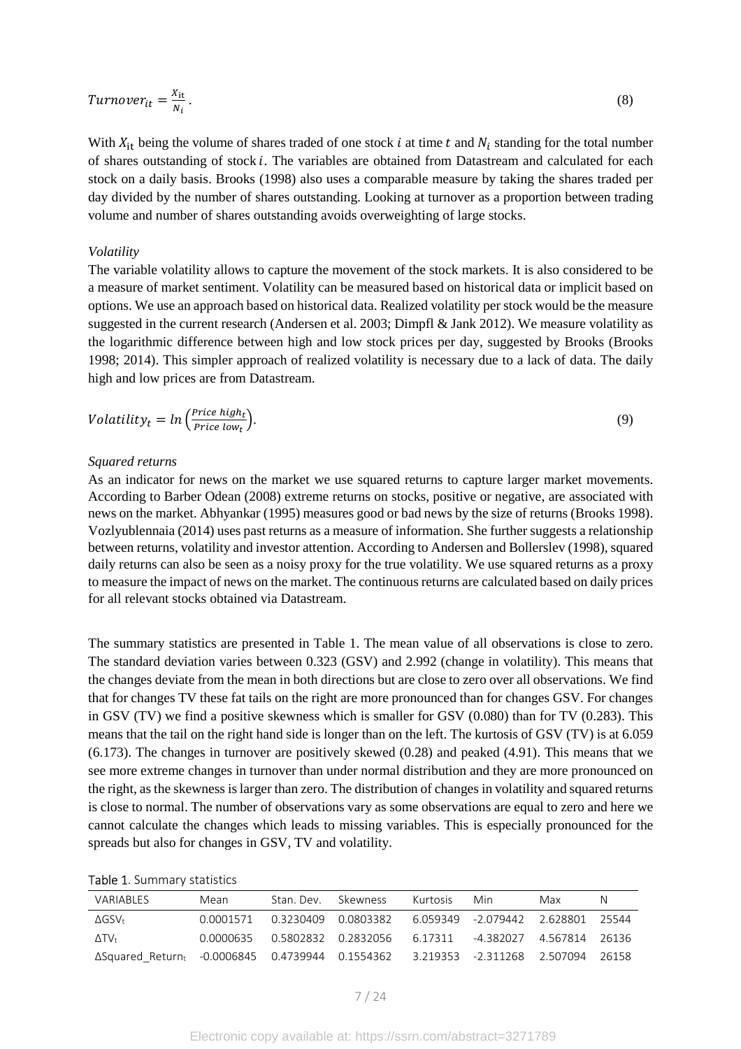$$Turnover_{it} = \frac{X_{it}}{N_i}. \tag{8}$$

With $X_{it}$ being the volume of shares traded of one stock $i$ at time $t$ and $N_i$ standing for the total number of shares outstanding of stock $i$. The variables are obtained from Datastream and calculated for each stock on a daily basis. Brooks (1998) also uses a comparable measure by taking the shares traded per day divided by the number of shares outstanding. Looking at turnover as a proportion between trading volume and number of shares outstanding avoids overweighting of large stocks.

*Volatility*

The variable volatility allows to capture the movement of the stock markets. It is also considered to be a measure of market sentiment. Volatility can be measured based on historical data or implicit based on options. We use an approach based on historical data. Realized volatility per stock would be the measure suggested in the current research (Andersen et al. 2003; Dimpfl & Jank 2012). We measure volatility as the logarithmic difference between high and low stock prices per day, suggested by Brooks (Brooks 1998; 2014). This simpler approach of realized volatility is necessary due to a lack of data. The daily high and low prices are from Datastream.

$$Volatility_t = ln\left(\frac{Price\ high_t}{Price\ low_t}\right). \tag{9}$$

*Squared returns*

As an indicator for news on the market we use squared returns to capture larger market movements. According to Barber Odean (2008) extreme returns on stocks, positive or negative, are associated with news on the market. Abhyankar (1995) measures good or bad news by the size of returns (Brooks 1998). Vozlyublennaia (2014) uses past returns as a measure of information. She further suggests a relationship between returns, volatility and investor attention. According to Andersen and Bollerslev (1998), squared daily returns can also be seen as a noisy proxy for the true volatility. We use squared returns as a proxy to measure the impact of news on the market. The continuous returns are calculated based on daily prices for all relevant stocks obtained via Datastream.

The summary statistics are presented in Table 1. The mean value of all observations is close to zero. The standard deviation varies between 0.323 (GSV) and 2.992 (change in volatility). This means that the changes deviate from the mean in both directions but are close to zero over all observations. We find that for changes TV these fat tails on the right are more pronounced than for changes GSV. For changes in GSV (TV) we find a positive skewness which is smaller for GSV (0.080) than for TV (0.283). This means that the tail on the right hand side is longer than on the left. The kurtosis of GSV (TV) is at 6.059 (6.173). The changes in turnover are positively skewed (0.28) and peaked (4.91). This means that we see more extreme changes in turnover than under normal distribution and they are more pronounced on the right, as the skewness is larger than zero. The distribution of changes in volatility and squared returns is close to normal. The number of observations vary as some observations are equal to zero and here we cannot calculate the changes which leads to missing variables. This is especially pronounced for the spreads but also for changes in GSV, TV and volatility.

Table 1. Summary statistics

| VARIABLES | Mean | Stan. Dev. | Skewness | Kurtosis | Min | Max | N |
|---|---|---|---|---|---|---|---|
| $\Delta GSV_t$ | 0.0001571 | 0.3230409 | 0.0803382 | 6.059349 | -2.079442 | 2.628801 | 25544 |
| $\Delta TV_t$ | 0.0000635 | 0.5802832 | 0.2832056 | 6.17311 | -4.382027 | 4.567814 | 26136 |
| $\Delta Squared\_Return_t$ | -0.0006845 | 0.4739944 | 0.1554362 | 3.219353 | -2.311268 | 2.507094 | 26158 |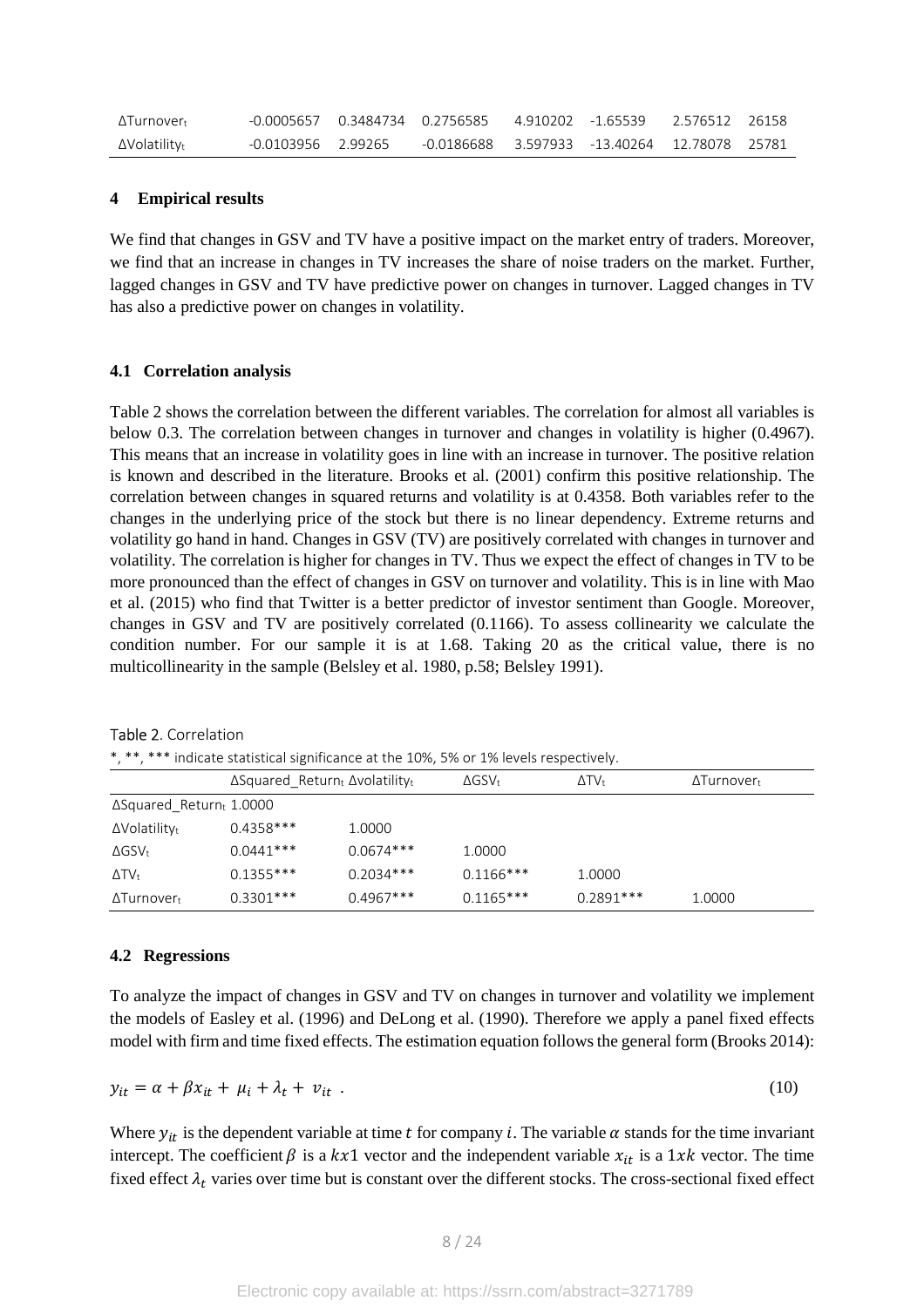| | | | | | | | |
|---|---|---|---|---|---|---|---|
| $\Delta$Turnover$_t$ | -0.0005657 | 0.3484734 | 0.2756585 | 4.910202 | -1.65539 | 2.576512 | 26158 |
| $\Delta$Volatility$_t$ | -0.0103956 | 2.99265 | -0.0186688 | 3.597933 | -13.40264 | 12.78078 | 25781 |

## 4 Empirical results

We find that changes in GSV and TV have a positive impact on the market entry of traders. Moreover, we find that an increase in changes in TV increases the share of noise traders on the market. Further, lagged changes in GSV and TV have predictive power on changes in turnover. Lagged changes in TV has also a predictive power on changes in volatility.

### 4.1 Correlation analysis

Table 2 shows the correlation between the different variables. The correlation for almost all variables is below 0.3. The correlation between changes in turnover and changes in volatility is higher (0.4967). This means that an increase in volatility goes in line with an increase in turnover. The positive relation is known and described in the literature. Brooks et al. (2001) confirm this positive relationship. The correlation between changes in squared returns and volatility is at 0.4358. Both variables refer to the changes in the underlying price of the stock but there is no linear dependency. Extreme returns and volatility go hand in hand. Changes in GSV (TV) are positively correlated with changes in turnover and volatility. The correlation is higher for changes in TV. Thus we expect the effect of changes in TV to be more pronounced than the effect of changes in GSV on turnover and volatility. This is in line with Mao et al. (2015) who find that Twitter is a better predictor of investor sentiment than Google. Moreover, changes in GSV and TV are positively correlated (0.1166). To assess collinearity we calculate the condition number. For our sample it is at 1.68. Taking 20 as the critical value, there is no multicollinearity in the sample (Belsley et al. 1980, p.58; Belsley 1991).

Table 2. Correlation

*, **, *** indicate statistical significance at the 10%, 5% or 1% levels respectively.

| | $\Delta$Squared_Return$_t$ | $\Delta$volatility$_t$ | $\Delta$GSV$_t$ | $\Delta$TV$_t$ | $\Delta$Turnover$_t$ |
|---|---|---|---|---|---|
| $\Delta$Squared_Return$_t$ | 1.0000 | | | | |
| $\Delta$Volatility$_t$ | 0.4358*** | 1.0000 | | | |
| $\Delta$GSV$_t$ | 0.0441*** | 0.0674*** | 1.0000 | | |
| $\Delta$TV$_t$ | 0.1355*** | 0.2034*** | 0.1166*** | 1.0000 | |
| $\Delta$Turnover$_t$ | 0.3301*** | 0.4967*** | 0.1165*** | 0.2891*** | 1.0000 |

### 4.2 Regressions

To analyze the impact of changes in GSV and TV on changes in turnover and volatility we implement the models of Easley et al. (1996) and DeLong et al. (1990). Therefore we apply a panel fixed effects model with firm and time fixed effects. The estimation equation follows the general form (Brooks 2014):

$$y_{it} = \alpha + \beta x_{it} + \mu_i + \lambda_t + v_{it} \ . \tag{10}$$

Where $y_{it}$ is the dependent variable at time $t$ for company $i$. The variable $\alpha$ stands for the time invariant intercept. The coefficient $\beta$ is a $kx1$ vector and the independent variable $x_{it}$ is a $1xk$ vector. The time fixed effect $\lambda_t$ varies over time but is constant over the different stocks. The cross-sectional fixed effect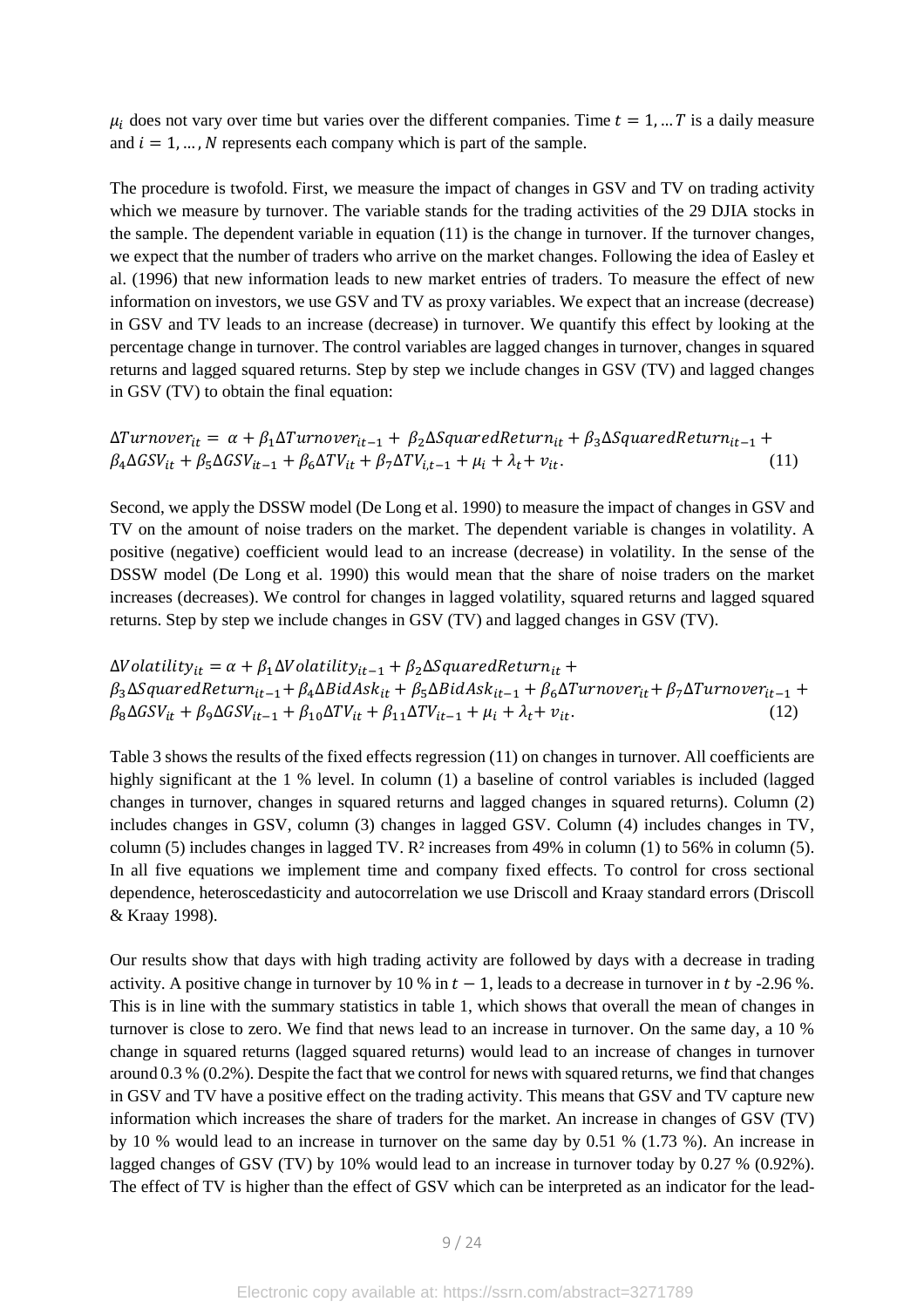$\mu_i$ does not vary over time but varies over the different companies. Time $t = 1, \ldots T$ is a daily measure and $i = 1, \ldots, N$ represents each company which is part of the sample.

The procedure is twofold. First, we measure the impact of changes in GSV and TV on trading activity which we measure by turnover. The variable stands for the trading activities of the 29 DJIA stocks in the sample. The dependent variable in equation (11) is the change in turnover. If the turnover changes, we expect that the number of traders who arrive on the market changes. Following the idea of Easley et al. (1996) that new information leads to new market entries of traders. To measure the effect of new information on investors, we use GSV and TV as proxy variables. We expect that an increase (decrease) in GSV and TV leads to an increase (decrease) in turnover. We quantify this effect by looking at the percentage change in turnover. The control variables are lagged changes in turnover, changes in squared returns and lagged squared returns. Step by step we include changes in GSV (TV) and lagged changes in GSV (TV) to obtain the final equation:

$$\Delta Turnover_{it} = \alpha + \beta_1 \Delta Turnover_{it-1} + \beta_2 \Delta SquaredReturn_{it} + \beta_3 \Delta SquaredReturn_{it-1} + \beta_4 \Delta GSV_{it} + \beta_5 \Delta GSV_{it-1} + \beta_6 \Delta TV_{it} + \beta_7 \Delta TV_{i,t-1} + \mu_i + \lambda_t + v_{it}. \tag{11}$$

Second, we apply the DSSW model (De Long et al. 1990) to measure the impact of changes in GSV and TV on the amount of noise traders on the market. The dependent variable is changes in volatility. A positive (negative) coefficient would lead to an increase (decrease) in volatility. In the sense of the DSSW model (De Long et al. 1990) this would mean that the share of noise traders on the market increases (decreases). We control for changes in lagged volatility, squared returns and lagged squared returns. Step by step we include changes in GSV (TV) and lagged changes in GSV (TV).

$$\Delta Volatility_{it} = \alpha + \beta_1 \Delta Volatility_{it-1} + \beta_2 \Delta SquaredReturn_{it} + \beta_3 \Delta SquaredReturn_{it-1} + \beta_4 \Delta BidAsk_{it} + \beta_5 \Delta BidAsk_{it-1} + \beta_6 \Delta Turnover_{it} + \beta_7 \Delta Turnover_{it-1} + \beta_8 \Delta GSV_{it} + \beta_9 \Delta GSV_{it-1} + \beta_{10} \Delta TV_{it} + \beta_{11} \Delta TV_{it-1} + \mu_i + \lambda_t + v_{it}. \tag{12}$$

Table 3 shows the results of the fixed effects regression (11) on changes in turnover. All coefficients are highly significant at the 1 % level. In column (1) a baseline of control variables is included (lagged changes in turnover, changes in squared returns and lagged changes in squared returns). Column (2) includes changes in GSV, column (3) changes in lagged GSV. Column (4) includes changes in TV, column (5) includes changes in lagged TV. $R^2$ increases from 49% in column (1) to 56% in column (5). In all five equations we implement time and company fixed effects. To control for cross sectional dependence, heteroscedasticity and autocorrelation we use Driscoll and Kraay standard errors (Driscoll & Kraay 1998).

Our results show that days with high trading activity are followed by days with a decrease in trading activity. A positive change in turnover by 10 % in $t-1$, leads to a decrease in turnover in $t$ by -2.96 %. This is in line with the summary statistics in table 1, which shows that overall the mean of changes in turnover is close to zero. We find that news lead to an increase in turnover. On the same day, a 10 % change in squared returns (lagged squared returns) would lead to an increase of changes in turnover around 0.3 % (0.2%). Despite the fact that we control for news with squared returns, we find that changes in GSV and TV have a positive effect on the trading activity. This means that GSV and TV capture new information which increases the share of traders for the market. An increase in changes of GSV (TV) by 10 % would lead to an increase in turnover on the same day by 0.51 % (1.73 %). An increase in lagged changes of GSV (TV) by 10% would lead to an increase in turnover today by 0.27 % (0.92%). The effect of TV is higher than the effect of GSV which can be interpreted as an indicator for the lead-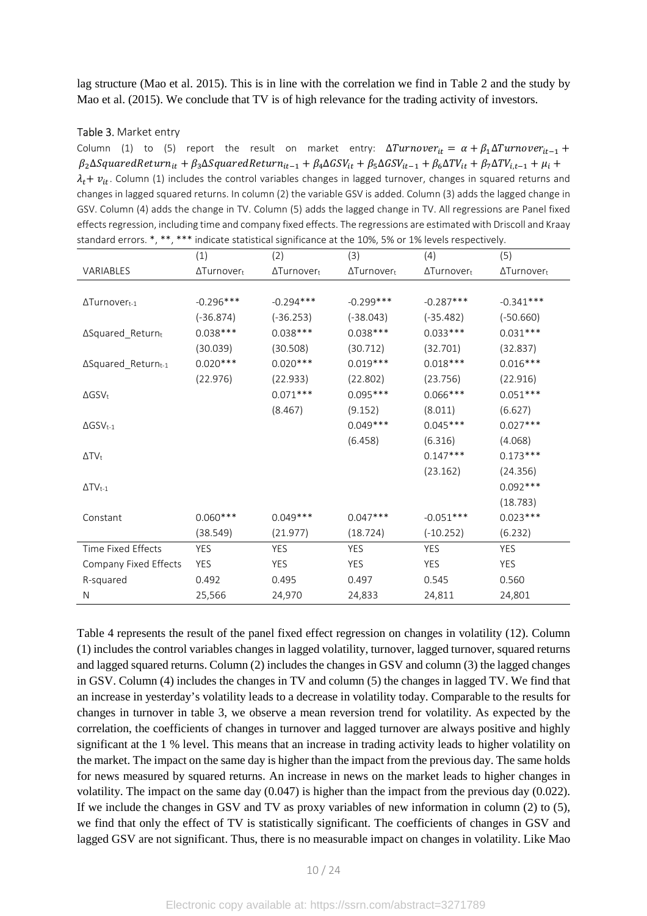lag structure (Mao et al. 2015). This is in line with the correlation we find in Table 2 and the study by Mao et al. (2015). We conclude that TV is of high relevance for the trading activity of investors.

Table 3. Market entry

Column (1) to (5) report the result on market entry: $\Delta Turnover_{it} = \alpha + \beta_1 \Delta Turnover_{it-1} + \beta_2 \Delta SquaredReturn_{it} + \beta_3 \Delta SquaredReturn_{it-1} + \beta_4 \Delta GSV_{it} + \beta_5 \Delta GSV_{it-1} + \beta_6 \Delta TV_{it} + \beta_7 \Delta TV_{i,t-1} + \mu_i + \lambda_t + v_{it}$. Column (1) includes the control variables changes in lagged turnover, changes in squared returns and changes in lagged squared returns. In column (2) the variable GSV is added. Column (3) adds the lagged change in GSV. Column (4) adds the change in TV. Column (5) adds the lagged change in TV. All regressions are Panel fixed effects regression, including time and company fixed effects. The regressions are estimated with Driscoll and Kraay standard errors. *, **, *** indicate statistical significance at the 10%, 5% or 1% levels respectively.

| | (1) | (2) | (3) | (4) | (5) |
|---|---|---|---|---|---|
| VARIABLES | $\Delta Turnover_t$ | $\Delta Turnover_t$ | $\Delta Turnover_t$ | $\Delta Turnover_t$ | $\Delta Turnover_t$ |
| $\Delta Turnover_{t-1}$ | -0.296*** | -0.294*** | -0.299*** | -0.287*** | -0.341*** |
| | (-36.874) | (-36.253) | (-38.043) | (-35.482) | (-50.660) |
| $\Delta Squared\_Return_t$ | 0.038*** | 0.038*** | 0.038*** | 0.033*** | 0.031*** |
| | (30.039) | (30.508) | (30.712) | (32.701) | (32.837) |
| $\Delta Squared\_Return_{t-1}$ | 0.020*** | 0.020*** | 0.019*** | 0.018*** | 0.016*** |
| | (22.976) | (22.933) | (22.802) | (23.756) | (22.916) |
| $\Delta GSV_t$ | | 0.071*** | 0.095*** | 0.066*** | 0.051*** |
| | | (8.467) | (9.152) | (8.011) | (6.627) |
| $\Delta GSV_{t-1}$ | | | 0.049*** | 0.045*** | 0.027*** |
| | | | (6.458) | (6.316) | (4.068) |
| $\Delta TV_t$ | | | | 0.147*** | 0.173*** |
| | | | | (23.162) | (24.356) |
| $\Delta TV_{t-1}$ | | | | | 0.092*** |
| | | | | | (18.783) |
| Constant | 0.060*** | 0.049*** | 0.047*** | -0.051*** | 0.023*** |
| | (38.549) | (21.977) | (18.724) | (-10.252) | (6.232) |
| Time Fixed Effects | YES | YES | YES | YES | YES |
| Company Fixed Effects | YES | YES | YES | YES | YES |
| R-squared | 0.492 | 0.495 | 0.497 | 0.545 | 0.560 |
| N | 25,566 | 24,970 | 24,833 | 24,811 | 24,801 |

Table 4 represents the result of the panel fixed effect regression on changes in volatility (12). Column (1) includes the control variables changes in lagged volatility, turnover, lagged turnover, squared returns and lagged squared returns. Column (2) includes the changes in GSV and column (3) the lagged changes in GSV. Column (4) includes the changes in TV and column (5) the changes in lagged TV. We find that an increase in yesterday's volatility leads to a decrease in volatility today. Comparable to the results for changes in turnover in table 3, we observe a mean reversion trend for volatility. As expected by the correlation, the coefficients of changes in turnover and lagged turnover are always positive and highly significant at the 1 % level. This means that an increase in trading activity leads to higher volatility on the market. The impact on the same day is higher than the impact from the previous day. The same holds for news measured by squared returns. An increase in news on the market leads to higher changes in volatility. The impact on the same day (0.047) is higher than the impact from the previous day (0.022). If we include the changes in GSV and TV as proxy variables of new information in column (2) to (5), we find that only the effect of TV is statistically significant. The coefficients of changes in GSV and lagged GSV are not significant. Thus, there is no measurable impact on changes in volatility. Like Mao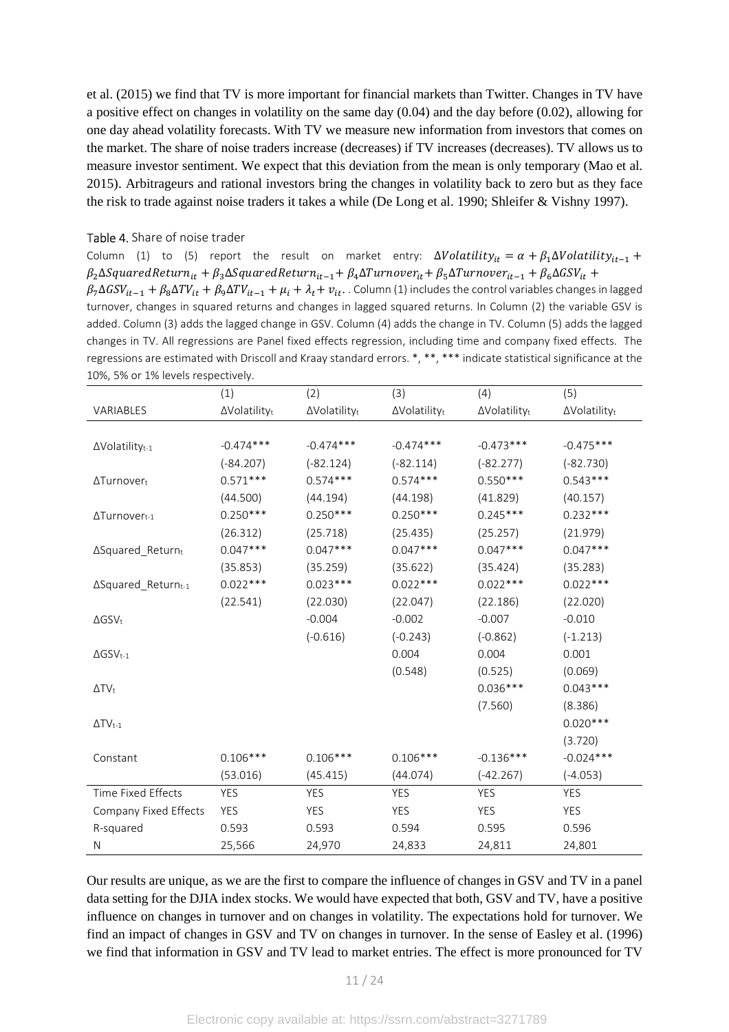et al. (2015) we find that TV is more important for financial markets than Twitter. Changes in TV have a positive effect on changes in volatility on the same day (0.04) and the day before (0.02), allowing for one day ahead volatility forecasts. With TV we measure new information from investors that comes on the market. The share of noise traders increase (decreases) if TV increases (decreases). TV allows us to measure investor sentiment. We expect that this deviation from the mean is only temporary (Mao et al. 2015). Arbitrageurs and rational investors bring the changes in volatility back to zero but as they face the risk to trade against noise traders it takes a while (De Long et al. 1990; Shleifer & Vishny 1997).

Table 4. Share of noise trader

Column (1) to (5) report the result on market entry: $\Delta Volatility_{it} = \alpha + \beta_1 \Delta Volatility_{it-1} + \beta_2 \Delta SquaredReturn_{it} + \beta_3 \Delta SquaredReturn_{it-1} + \beta_4 \Delta Turnover_{it} + \beta_5 \Delta Turnover_{it-1} + \beta_6 \Delta GSV_{it} + \beta_7 \Delta GSV_{it-1} + \beta_8 \Delta TV_{it} + \beta_9 \Delta TV_{it-1} + \mu_i + \lambda_t + v_{it}$. . Column (1) includes the control variables changes in lagged turnover, changes in squared returns and changes in lagged squared returns. In Column (2) the variable GSV is added. Column (3) adds the lagged change in GSV. Column (4) adds the change in TV. Column (5) adds the lagged changes in TV. All regressions are Panel fixed effects regression, including time and company fixed effects. The regressions are estimated with Driscoll and Kraay standard errors. *, **, *** indicate statistical significance at the 10%, 5% or 1% levels respectively.

| | (1) | (2) | (3) | (4) | (5) |
|---|---|---|---|---|---|
| VARIABLES | $\Delta Volatility_t$ | $\Delta Volatility_t$ | $\Delta Volatility_t$ | $\Delta Volatility_t$ | $\Delta Volatility_t$ |
| | | | | | |
| $\Delta Volatility_{t-1}$ | -0.474*** | -0.474*** | -0.474*** | -0.473*** | -0.475*** |
| | (-84.207) | (-82.124) | (-82.114) | (-82.277) | (-82.730) |
| $\Delta Turnover_t$ | 0.571*** | 0.574*** | 0.574*** | 0.550*** | 0.543*** |
| | (44.500) | (44.194) | (44.198) | (41.829) | (40.157) |
| $\Delta Turnover_{t-1}$ | 0.250*** | 0.250*** | 0.250*** | 0.245*** | 0.232*** |
| | (26.312) | (25.718) | (25.435) | (25.257) | (21.979) |
| $\Delta Squared\_Return_t$ | 0.047*** | 0.047*** | 0.047*** | 0.047*** | 0.047*** |
| | (35.853) | (35.259) | (35.622) | (35.424) | (35.283) |
| $\Delta Squared\_Return_{t-1}$ | 0.022*** | 0.023*** | 0.022*** | 0.022*** | 0.022*** |
| | (22.541) | (22.030) | (22.047) | (22.186) | (22.020) |
| $\Delta GSV_t$ | | -0.004 | -0.002 | -0.007 | -0.010 |
| | | (-0.616) | (-0.243) | (-0.862) | (-1.213) |
| $\Delta GSV_{t-1}$ | | | 0.004 | 0.004 | 0.001 |
| | | | (0.548) | (0.525) | (0.069) |
| $\Delta TV_t$ | | | | 0.036*** | 0.043*** |
| | | | | (7.560) | (8.386) |
| $\Delta TV_{t-1}$ | | | | | 0.020*** |
| | | | | | (3.720) |
| Constant | 0.106*** | 0.106*** | 0.106*** | -0.136*** | -0.024*** |
| | (53.016) | (45.415) | (44.074) | (-42.267) | (-4.053) |
| Time Fixed Effects | YES | YES | YES | YES | YES |
| Company Fixed Effects | YES | YES | YES | YES | YES |
| R-squared | 0.593 | 0.593 | 0.594 | 0.595 | 0.596 |
| N | 25,566 | 24,970 | 24,833 | 24,811 | 24,801 |

Our results are unique, as we are the first to compare the influence of changes in GSV and TV in a panel data setting for the DJIA index stocks. We would have expected that both, GSV and TV, have a positive influence on changes in turnover and on changes in volatility. The expectations hold for turnover. We find an impact of changes in GSV and TV on changes in turnover. In the sense of Easley et al. (1996) we find that information in GSV and TV lead to market entries. The effect is more pronounced for TV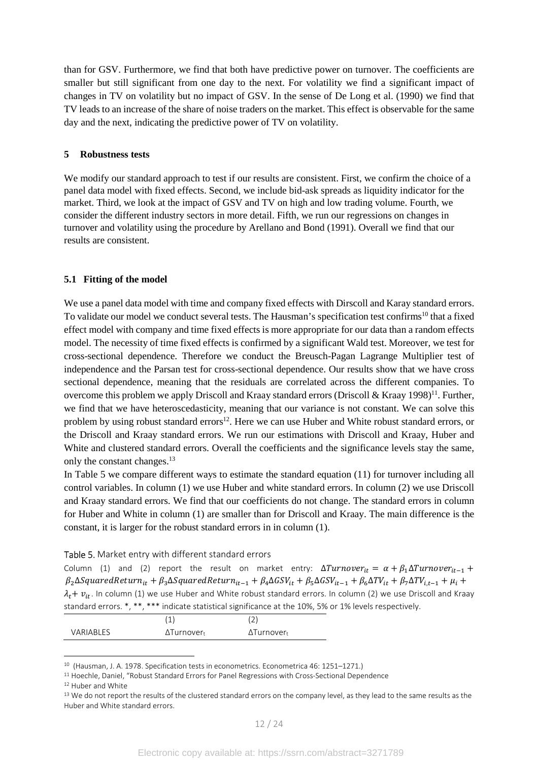than for GSV. Furthermore, we find that both have predictive power on turnover. The coefficients are smaller but still significant from one day to the next. For volatility we find a significant impact of changes in TV on volatility but no impact of GSV. In the sense of De Long et al. (1990) we find that TV leads to an increase of the share of noise traders on the market. This effect is observable for the same day and the next, indicating the predictive power of TV on volatility.

## 5 Robustness tests

We modify our standard approach to test if our results are consistent. First, we confirm the choice of a panel data model with fixed effects. Second, we include bid-ask spreads as liquidity indicator for the market. Third, we look at the impact of GSV and TV on high and low trading volume. Fourth, we consider the different industry sectors in more detail. Fifth, we run our regressions on changes in turnover and volatility using the procedure by Arellano and Bond (1991). Overall we find that our results are consistent.

### 5.1 Fitting of the model

We use a panel data model with time and company fixed effects with Dirscoll and Karay standard errors. To validate our model we conduct several tests. The Hausman's specification test confirms[10] that a fixed effect model with company and time fixed effects is more appropriate for our data than a random effects model. The necessity of time fixed effects is confirmed by a significant Wald test. Moreover, we test for cross-sectional dependence. Therefore we conduct the Breusch-Pagan Lagrange Multiplier test of independence and the Parsan test for cross-sectional dependence. Our results show that we have cross sectional dependence, meaning that the residuals are correlated across the different companies. To overcome this problem we apply Driscoll and Kraay standard errors (Driscoll & Kraay 1998)[11]. Further, we find that we have heteroscedasticity, meaning that our variance is not constant. We can solve this problem by using robust standard errors[12]. Here we can use Huber and White robust standard errors, or the Driscoll and Kraay standard errors. We run our estimations with Driscoll and Kraay, Huber and White and clustered standard errors. Overall the coefficients and the significance levels stay the same, only the constant changes.[13]

In Table 5 we compare different ways to estimate the standard equation (11) for turnover including all control variables. In column (1) we use Huber and white standard errors. In column (2) we use Driscoll and Kraay standard errors. We find that our coefficients do not change. The standard errors in column for Huber and White in column (1) are smaller than for Driscoll and Kraay. The main difference is the constant, it is larger for the robust standard errors in in column (1).

Table 5. Market entry with different standard errors

Column (1) and (2) report the result on market entry: $\Delta Turnover_{it} = \alpha + \beta_1 \Delta Turnover_{it-1} + \beta_2 \Delta SquaredReturn_{it} + \beta_3 \Delta SquaredReturn_{it-1} + \beta_4 \Delta GSV_{it} + \beta_5 \Delta GSV_{it-1} + \beta_6 \Delta TV_{it} + \beta_7 \Delta TV_{i,t-1} + \mu_i + \lambda_t + v_{it}$. In column (1) we use Huber and White robust standard errors. In column (2) we use Driscoll and Kraay standard errors. *, **, *** indicate statistical significance at the 10%, 5% or 1% levels respectively.

| | (1) | (2) |
|---|---|---|
| VARIABLES | $\Delta Turnover_t$ | $\Delta Turnover_t$ |

[10] (Hausman, J. A. 1978. Specification tests in econometrics. Econometrica 46: 1251–1271.)

[11] Hoechle, Daniel, "Robust Standard Errors for Panel Regressions with Cross-Sectional Dependence

[12] Huber and White

[13] We do not report the results of the clustered standard errors on the company level, as they lead to the same results as the Huber and White standard errors.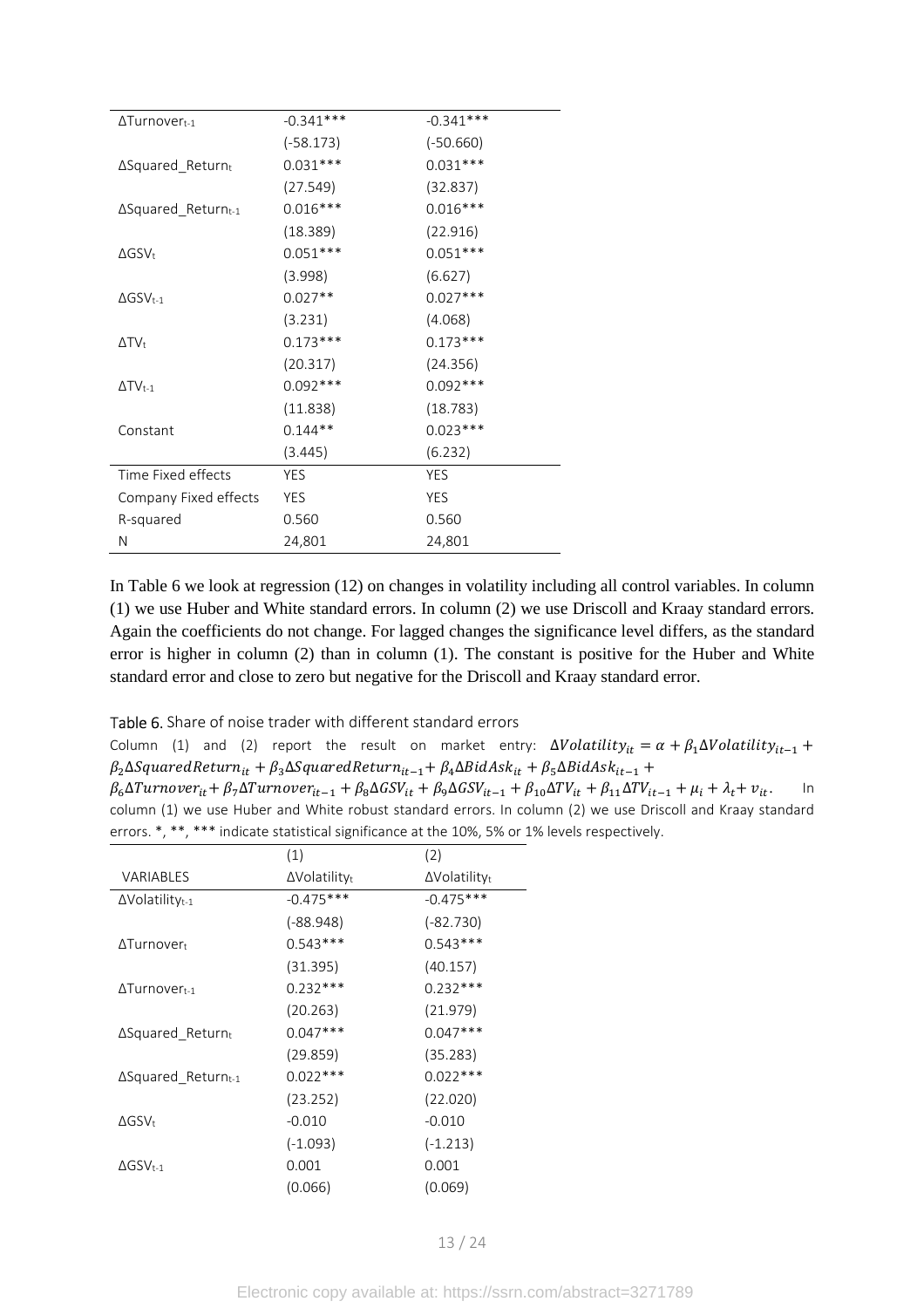| | | |
|---|---|---|
| $\Delta Turnover_{t-1}$ | -0.341*** | -0.341*** |
| | (-58.173) | (-50.660) |
| $\Delta Squared\_Return_t$ | 0.031*** | 0.031*** |
| | (27.549) | (32.837) |
| $\Delta Squared\_Return_{t-1}$ | 0.016*** | 0.016*** |
| | (18.389) | (22.916) |
| $\Delta GSV_t$ | 0.051*** | 0.051*** |
| | (3.998) | (6.627) |
| $\Delta GSV_{t-1}$ | 0.027** | 0.027*** |
| | (3.231) | (4.068) |
| $\Delta TV_t$ | 0.173*** | 0.173*** |
| | (20.317) | (24.356) |
| $\Delta TV_{t-1}$ | 0.092*** | 0.092*** |
| | (11.838) | (18.783) |
| Constant | 0.144** | 0.023*** |
| | (3.445) | (6.232) |
| Time Fixed effects | YES | YES |
| Company Fixed effects | YES | YES |
| R-squared | 0.560 | 0.560 |
| N | 24,801 | 24,801 |

In Table 6 we look at regression (12) on changes in volatility including all control variables. In column (1) we use Huber and White standard errors. In column (2) we use Driscoll and Kraay standard errors. Again the coefficients do not change. For lagged changes the significance level differs, as the standard error is higher in column (2) than in column (1). The constant is positive for the Huber and White standard error and close to zero but negative for the Driscoll and Kraay standard error.

Table 6. Share of noise trader with different standard errors

Column (1) and (2) report the result on market entry: $\Delta Volatility_{it} = \alpha + \beta_1 \Delta Volatility_{it-1} + \beta_2 \Delta SquaredReturn_{it} + \beta_3 \Delta SquaredReturn_{it-1} + \beta_4 \Delta BidAsk_{it} + \beta_5 \Delta BidAsk_{it-1} + \beta_6 \Delta Turnover_{it} + \beta_7 \Delta Turnover_{it-1} + \beta_8 \Delta GSV_{it} + \beta_9 \Delta GSV_{it-1} + \beta_{10} \Delta TV_{it} + \beta_{11} \Delta TV_{it-1} + \mu_i + \lambda_t + v_{it}$. In column (1) we use Huber and White robust standard errors. In column (2) we use Driscoll and Kraay standard errors. *, **, *** indicate statistical significance at the 10%, 5% or 1% levels respectively.

| | (1) | (2) |
|---|---|---|
| VARIABLES | $\Delta Volatility_t$ | $\Delta Volatility_t$ |
| $\Delta Volatility_{t-1}$ | -0.475*** | -0.475*** |
| | (-88.948) | (-82.730) |
| $\Delta Turnover_t$ | 0.543*** | 0.543*** |
| | (31.395) | (40.157) |
| $\Delta Turnover_{t-1}$ | 0.232*** | 0.232*** |
| | (20.263) | (21.979) |
| $\Delta Squared\_Return_t$ | 0.047*** | 0.047*** |
| | (29.859) | (35.283) |
| $\Delta Squared\_Return_{t-1}$ | 0.022*** | 0.022*** |
| | (23.252) | (22.020) |
| $\Delta GSV_t$ | -0.010 | -0.010 |
| | (-1.093) | (-1.213) |
| $\Delta GSV_{t-1}$ | 0.001 | 0.001 |
| | (0.066) | (0.069) |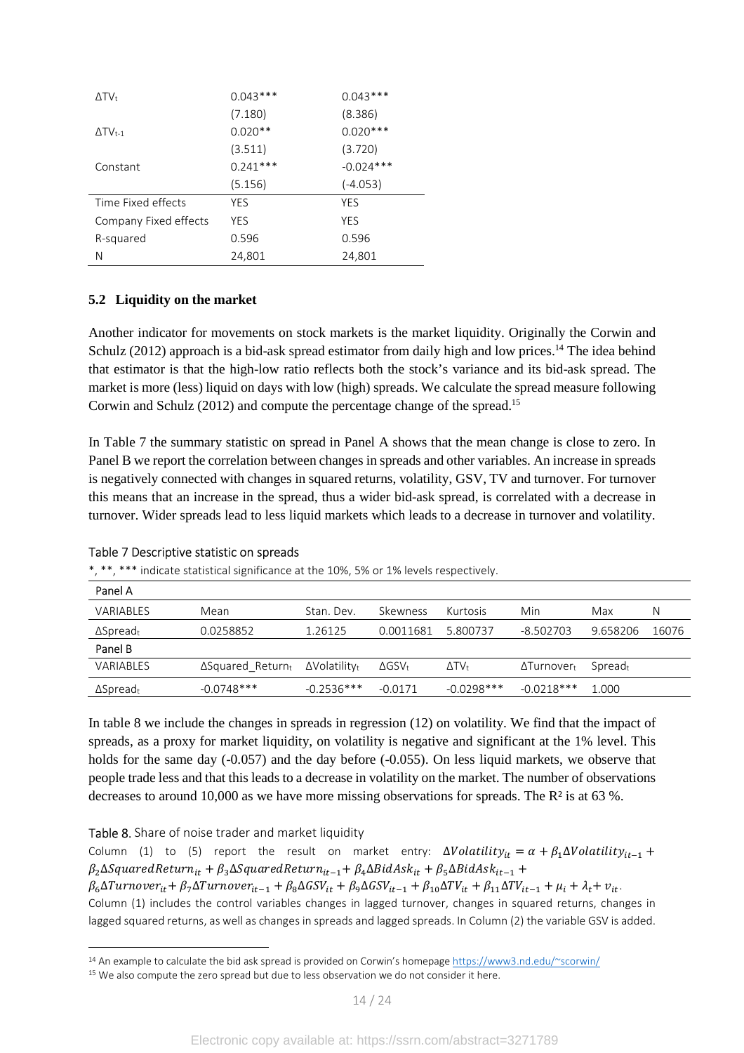| | | |
|---|---|---|
| $\Delta TV_t$ | 0.043*** | 0.043*** |
| | (7.180) | (8.386) |
| $\Delta TV_{t-1}$ | 0.020** | 0.020*** |
| | (3.511) | (3.720) |
| Constant | 0.241*** | -0.024*** |
| | (5.156) | (-4.053) |
| Time Fixed effects | YES | YES |
| Company Fixed effects | YES | YES |
| R-squared | 0.596 | 0.596 |
| N | 24,801 | 24,801 |

### 5.2 Liquidity on the market

Another indicator for movements on stock markets is the market liquidity. Originally the Corwin and Schulz (2012) approach is a bid-ask spread estimator from daily high and low prices.[14] The idea behind that estimator is that the high-low ratio reflects both the stock's variance and its bid-ask spread. The market is more (less) liquid on days with low (high) spreads. We calculate the spread measure following Corwin and Schulz (2012) and compute the percentage change of the spread.[15]

In Table 7 the summary statistic on spread in Panel A shows that the mean change is close to zero. In Panel B we report the correlation between changes in spreads and other variables. An increase in spreads is negatively connected with changes in squared returns, volatility, GSV, TV and turnover. For turnover this means that an increase in the spread, thus a wider bid-ask spread, is correlated with a decrease in turnover. Wider spreads lead to less liquid markets which leads to a decrease in turnover and volatility.

Table 7 Descriptive statistic on spreads

*, **, *** indicate statistical significance at the 10%, 5% or 1% levels respectively.

| Panel A | | | | | | | |
|---|---|---|---|---|---|---|---|
| VARIABLES | Mean | Stan. Dev. | Skewness | Kurtosis | Min | Max | N |
| $\Delta Spread_t$ | 0.0258852 | 1.26125 | 0.0011681 | 5.800737 | -8.502703 | 9.658206 | 16076 |
| **Panel B** | | | | | | | |
| VARIABLES | $\Delta Squared\_Return_t$ | $\Delta Volatility_t$ | $\Delta GSV_t$ | $\Delta TV_t$ | $\Delta Turnover_t$ | $Spread_t$ | |
| $\Delta Spread_t$ | -0.0748*** | -0.2536*** | -0.0171 | -0.0298*** | -0.0218*** | 1.000 | |

In table 8 we include the changes in spreads in regression (12) on volatility. We find that the impact of spreads, as a proxy for market liquidity, on volatility is negative and significant at the 1% level. This holds for the same day (-0.057) and the day before (-0.055). On less liquid markets, we observe that people trade less and that this leads to a decrease in volatility on the market. The number of observations decreases to around 10,000 as we have more missing observations for spreads. The $R^2$ is at 63 %.

Table 8. Share of noise trader and market liquidity

Column (1) to (5) report the result on market entry: $\Delta Volatility_{it} = \alpha + \beta_1 \Delta Volatility_{it-1} + \beta_2 \Delta SquaredReturn_{it} + \beta_3 \Delta SquaredReturn_{it-1} + \beta_4 \Delta BidAsk_{it} + \beta_5 \Delta BidAsk_{it-1} + \beta_6 \Delta Turnover_{it} + \beta_7 \Delta Turnover_{it-1} + \beta_8 \Delta GSV_{it} + \beta_9 \Delta GSV_{it-1} + \beta_{10} \Delta TV_{it} + \beta_{11} \Delta TV_{it-1} + \mu_i + \lambda_t + v_{it}$.

Column (1) includes the control variables changes in lagged turnover, changes in squared returns, changes in lagged squared returns, as well as changes in spreads and lagged spreads. In Column (2) the variable GSV is added.

[14] An example to calculate the bid ask spread is provided on Corwin's homepage https://www3.nd.edu/~scorwin/

[15] We also compute the zero spread but due to less observation we do not consider it here.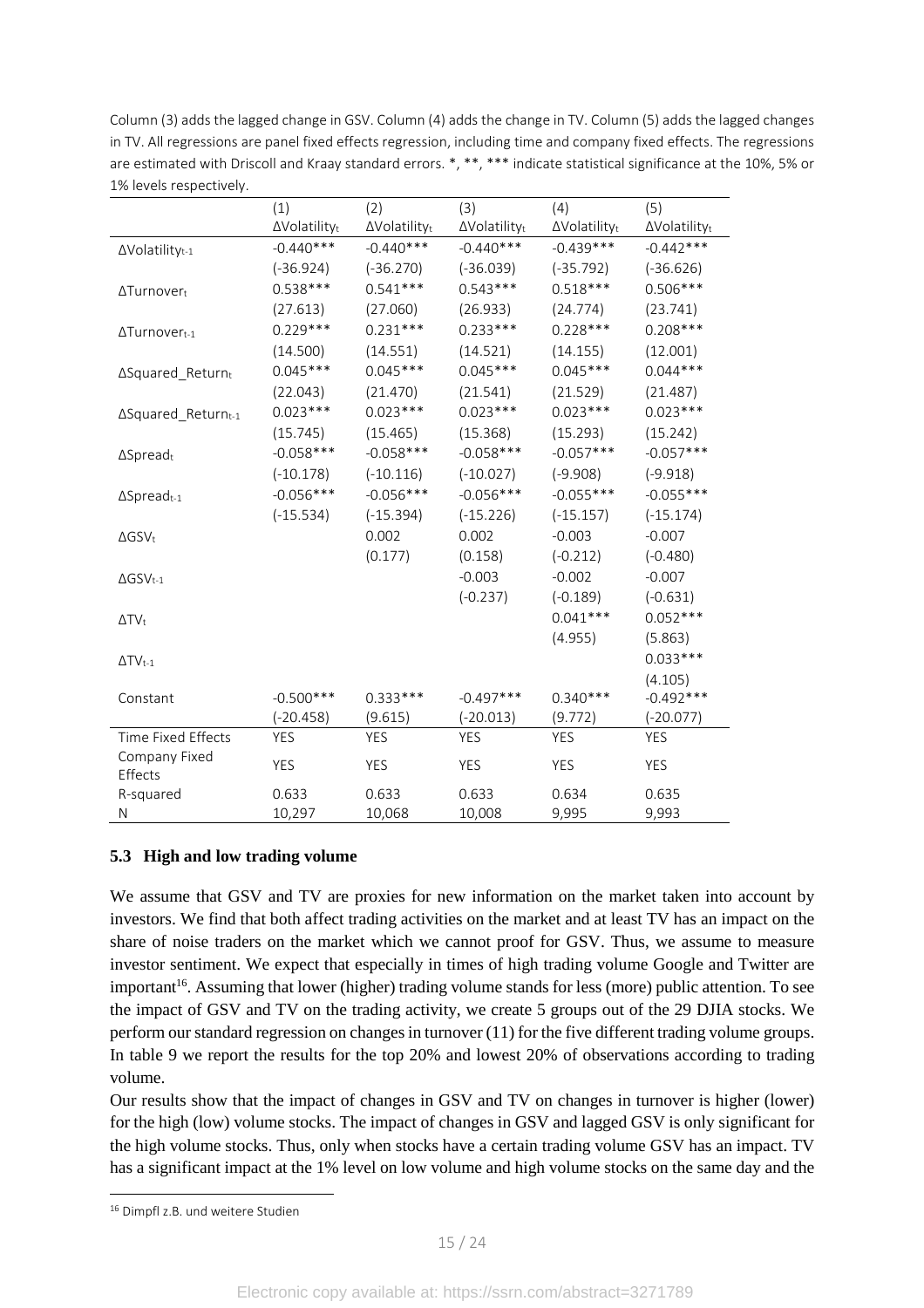Column (3) adds the lagged change in GSV. Column (4) adds the change in TV. Column (5) adds the lagged changes in TV. All regressions are panel fixed effects regression, including time and company fixed effects. The regressions are estimated with Driscoll and Kraay standard errors. *, **, *** indicate statistical significance at the 10%, 5% or 1% levels respectively.

| | (1) | (2) | (3) | (4) | (5) |
|---|---|---|---|---|---|
| | $\Delta Volatility_t$ | $\Delta Volatility_t$ | $\Delta Volatility_t$ | $\Delta Volatility_t$ | $\Delta Volatility_t$ |
| $\Delta Volatility_{t-1}$ | -0.440*** | -0.440*** | -0.440*** | -0.439*** | -0.442*** |
| | (-36.924) | (-36.270) | (-36.039) | (-35.792) | (-36.626) |
| $\Delta Turnover_t$ | 0.538*** | 0.541*** | 0.543*** | 0.518*** | 0.506*** |
| | (27.613) | (27.060) | (26.933) | (24.774) | (23.741) |
| $\Delta Turnover_{t-1}$ | 0.229*** | 0.231*** | 0.233*** | 0.228*** | 0.208*** |
| | (14.500) | (14.551) | (14.521) | (14.155) | (12.001) |
| $\Delta Squared\_Return_t$ | 0.045*** | 0.045*** | 0.045*** | 0.045*** | 0.044*** |
| | (22.043) | (21.470) | (21.541) | (21.529) | (21.487) |
| $\Delta Squared\_Return_{t-1}$ | 0.023*** | 0.023*** | 0.023*** | 0.023*** | 0.023*** |
| | (15.745) | (15.465) | (15.368) | (15.293) | (15.242) |
| $\Delta Spread_t$ | -0.058*** | -0.058*** | -0.058*** | -0.057*** | -0.057*** |
| | (-10.178) | (-10.116) | (-10.027) | (-9.908) | (-9.918) |
| $\Delta Spread_{t-1}$ | -0.056*** | -0.056*** | -0.056*** | -0.055*** | -0.055*** |
| | (-15.534) | (-15.394) | (-15.226) | (-15.157) | (-15.174) |
| $\Delta GSV_t$ | | 0.002 | 0.002 | -0.003 | -0.007 |
| | | (0.177) | (0.158) | (-0.212) | (-0.480) |
| $\Delta GSV_{t-1}$ | | | -0.003 | -0.002 | -0.007 |
| | | | (-0.237) | (-0.189) | (-0.631) |
| $\Delta TV_t$ | | | | 0.041*** | 0.052*** |
| | | | | (4.955) | (5.863) |
| $\Delta TV_{t-1}$ | | | | | 0.033*** |
| | | | | | (4.105) |
| Constant | -0.500*** | 0.333*** | -0.497*** | 0.340*** | -0.492*** |
| | (-20.458) | (9.615) | (-20.013) | (9.772) | (-20.077) |
| Time Fixed Effects | YES | YES | YES | YES | YES |
| Company Fixed Effects | YES | YES | YES | YES | YES |
| R-squared | 0.633 | 0.633 | 0.633 | 0.634 | 0.635 |
| N | 10,297 | 10,068 | 10,008 | 9,995 | 9,993 |

### 5.3 High and low trading volume

We assume that GSV and TV are proxies for new information on the market taken into account by investors. We find that both affect trading activities on the market and at least TV has an impact on the share of noise traders on the market which we cannot proof for GSV. Thus, we assume to measure investor sentiment. We expect that especially in times of high trading volume Google and Twitter are important[16]. Assuming that lower (higher) trading volume stands for less (more) public attention. To see the impact of GSV and TV on the trading activity, we create 5 groups out of the 29 DJIA stocks. We perform our standard regression on changes in turnover (11) for the five different trading volume groups. In table 9 we report the results for the top 20% and lowest 20% of observations according to trading volume.

Our results show that the impact of changes in GSV and TV on changes in turnover is higher (lower) for the high (low) volume stocks. The impact of changes in GSV and lagged GSV is only significant for the high volume stocks. Thus, only when stocks have a certain trading volume GSV has an impact. TV has a significant impact at the 1% level on low volume and high volume stocks on the same day and the

[16] Dimpfl z.B. und weitere Studien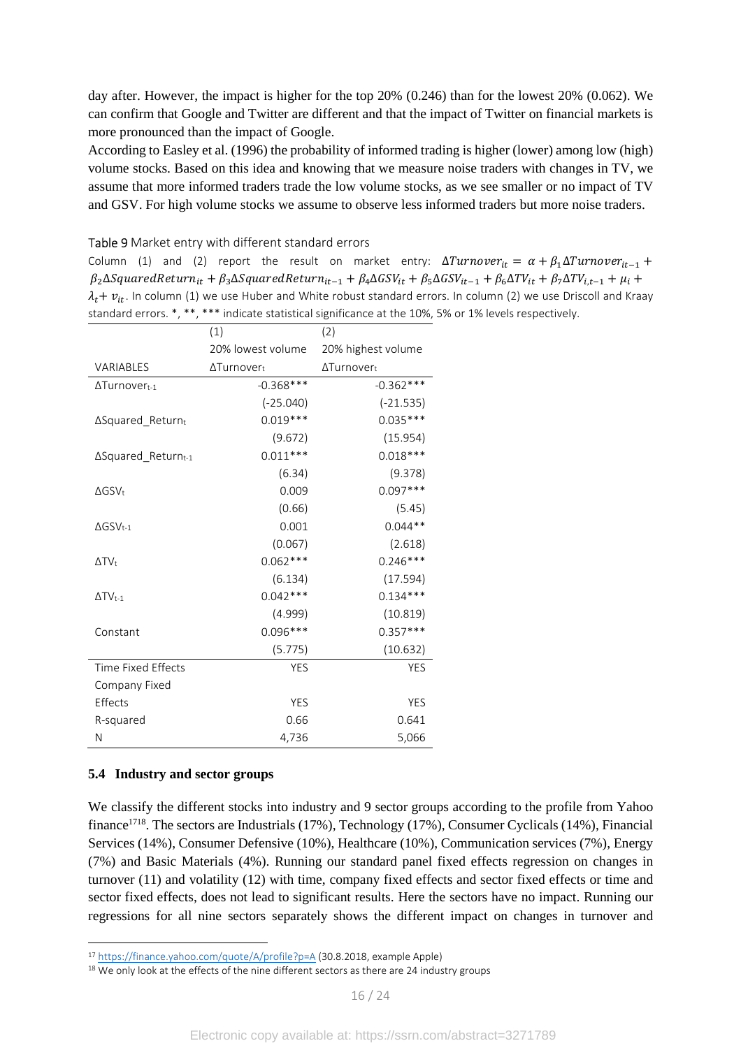day after. However, the impact is higher for the top 20% (0.246) than for the lowest 20% (0.062). We can confirm that Google and Twitter are different and that the impact of Twitter on financial markets is more pronounced than the impact of Google.

According to Easley et al. (1996) the probability of informed trading is higher (lower) among low (high) volume stocks. Based on this idea and knowing that we measure noise traders with changes in TV, we assume that more informed traders trade the low volume stocks, as we see smaller or no impact of TV and GSV. For high volume stocks we assume to observe less informed traders but more noise traders.

Table 9 Market entry with different standard errors

Column (1) and (2) report the result on market entry: $\Delta Turnover_{it} = \alpha + \beta_1 \Delta Turnover_{it-1} + \beta_2 \Delta SquaredReturn_{it} + \beta_3 \Delta SquaredReturn_{it-1} + \beta_4 \Delta GSV_{it} + \beta_5 \Delta GSV_{it-1} + \beta_6 \Delta TV_{it} + \beta_7 \Delta TV_{i,t-1} + \mu_i + \lambda_t + v_{it}$. In column (1) we use Huber and White robust standard errors. In column (2) we use Driscoll and Kraay standard errors. *, **, *** indicate statistical significance at the 10%, 5% or 1% levels respectively.

| | (1) | (2) |
|---|---|---|
| | 20% lowest volume | 20% highest volume |
| VARIABLES | $\Delta Turnover_t$ | $\Delta Turnover_t$ |
| $\Delta Turnover_{t-1}$ | -0.368*** | -0.362*** |
| | (-25.040) | (-21.535) |
| $\Delta Squared\_Return_t$ | 0.019*** | 0.035*** |
| | (9.672) | (15.954) |
| $\Delta Squared\_Return_{t-1}$ | 0.011*** | 0.018*** |
| | (6.34) | (9.378) |
| $\Delta GSV_t$ | 0.009 | 0.097*** |
| | (0.66) | (5.45) |
| $\Delta GSV_{t-1}$ | 0.001 | 0.044** |
| | (0.067) | (2.618) |
| $\Delta TV_t$ | 0.062*** | 0.246*** |
| | (6.134) | (17.594) |
| $\Delta TV_{t-1}$ | 0.042*** | 0.134*** |
| | (4.999) | (10.819) |
| Constant | 0.096*** | 0.357*** |
| | (5.775) | (10.632) |
| Time Fixed Effects | YES | YES |
| Company Fixed Effects | YES | YES |
| R-squared | 0.66 | 0.641 |
| N | 4,736 | 5,066 |

### 5.4 Industry and sector groups

We classify the different stocks into industry and 9 sector groups according to the profile from Yahoo finance[17][18]. The sectors are Industrials (17%), Technology (17%), Consumer Cyclicals (14%), Financial Services (14%), Consumer Defensive (10%), Healthcare (10%), Communication services (7%), Energy (7%) and Basic Materials (4%). Running our standard panel fixed effects regression on changes in turnover (11) and volatility (12) with time, company fixed effects and sector fixed effects or time and sector fixed effects, does not lead to significant results. Here the sectors have no impact. Running our regressions for all nine sectors separately shows the different impact on changes in turnover and

[17] https://finance.yahoo.com/quote/A/profile?p=A (30.8.2018, example Apple)

[18] We only look at the effects of the nine different sectors as there are 24 industry groups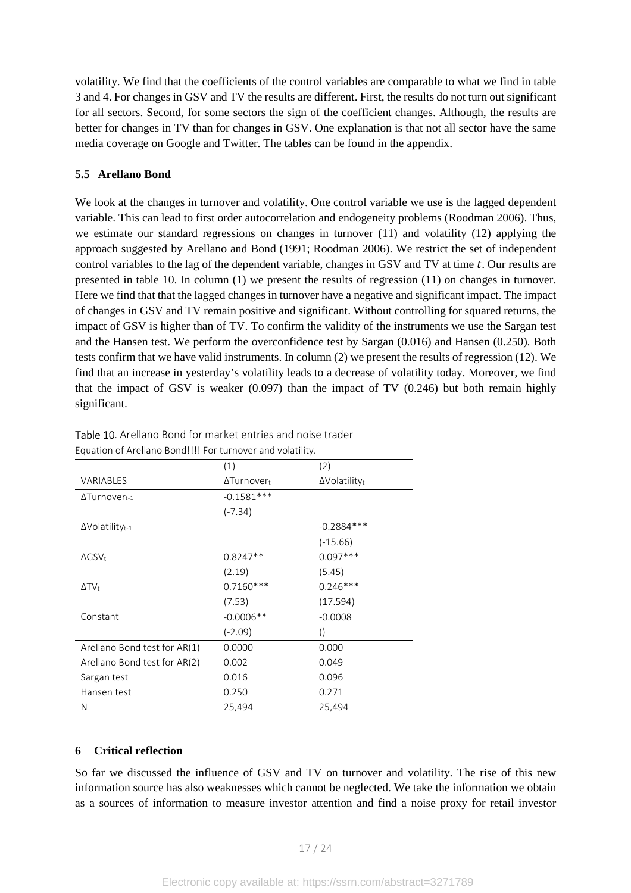volatility. We find that the coefficients of the control variables are comparable to what we find in table 3 and 4. For changes in GSV and TV the results are different. First, the results do not turn out significant for all sectors. Second, for some sectors the sign of the coefficient changes. Although, the results are better for changes in TV than for changes in GSV. One explanation is that not all sector have the same media coverage on Google and Twitter. The tables can be found in the appendix.

### 5.5 Arellano Bond

We look at the changes in turnover and volatility. One control variable we use is the lagged dependent variable. This can lead to first order autocorrelation and endogeneity problems (Roodman 2006). Thus, we estimate our standard regressions on changes in turnover (11) and volatility (12) applying the approach suggested by Arellano and Bond (1991; Roodman 2006). We restrict the set of independent control variables to the lag of the dependent variable, changes in GSV and TV at time $t$. Our results are presented in table 10. In column (1) we present the results of regression (11) on changes in turnover. Here we find that that the lagged changes in turnover have a negative and significant impact. The impact of changes in GSV and TV remain positive and significant. Without controlling for squared returns, the impact of GSV is higher than of TV. To confirm the validity of the instruments we use the Sargan test and the Hansen test. We perform the overconfidence test by Sargan (0.016) and Hansen (0.250). Both tests confirm that we have valid instruments. In column (2) we present the results of regression (12). We find that an increase in yesterday's volatility leads to a decrease of volatility today. Moreover, we find that the impact of GSV is weaker (0.097) than the impact of TV (0.246) but both remain highly significant.

Table 10. Arellano Bond for market entries and noise trader

Equation of Arellano Bond!!!! For turnover and volatility.

| | (1) | (2) |
|---|---|---|
| VARIABLES | $\Delta Turnover_t$ | $\Delta Volatility_t$ |
| $\Delta Turnover_{t-1}$ | -0.1581*** | |
| | (-7.34) | |
| $\Delta Volatility_{t-1}$ | | -0.2884*** |
| | | (-15.66) |
| $\Delta GSV_t$ | 0.8247** | 0.097*** |
| | (2.19) | (5.45) |
| $\Delta TV_t$ | 0.7160*** | 0.246*** |
| | (7.53) | (17.594) |
| Constant | -0.0006** | -0.0008 |
| | (-2.09) | () |
| Arellano Bond test for AR(1) | 0.0000 | 0.000 |
| Arellano Bond test for AR(2) | 0.002 | 0.049 |
| Sargan test | 0.016 | 0.096 |
| Hansen test | 0.250 | 0.271 |
| N | 25,494 | 25,494 |

## 6 Critical reflection

So far we discussed the influence of GSV and TV on turnover and volatility. The rise of this new information source has also weaknesses which cannot be neglected. We take the information we obtain as a sources of information to measure investor attention and find a noise proxy for retail investor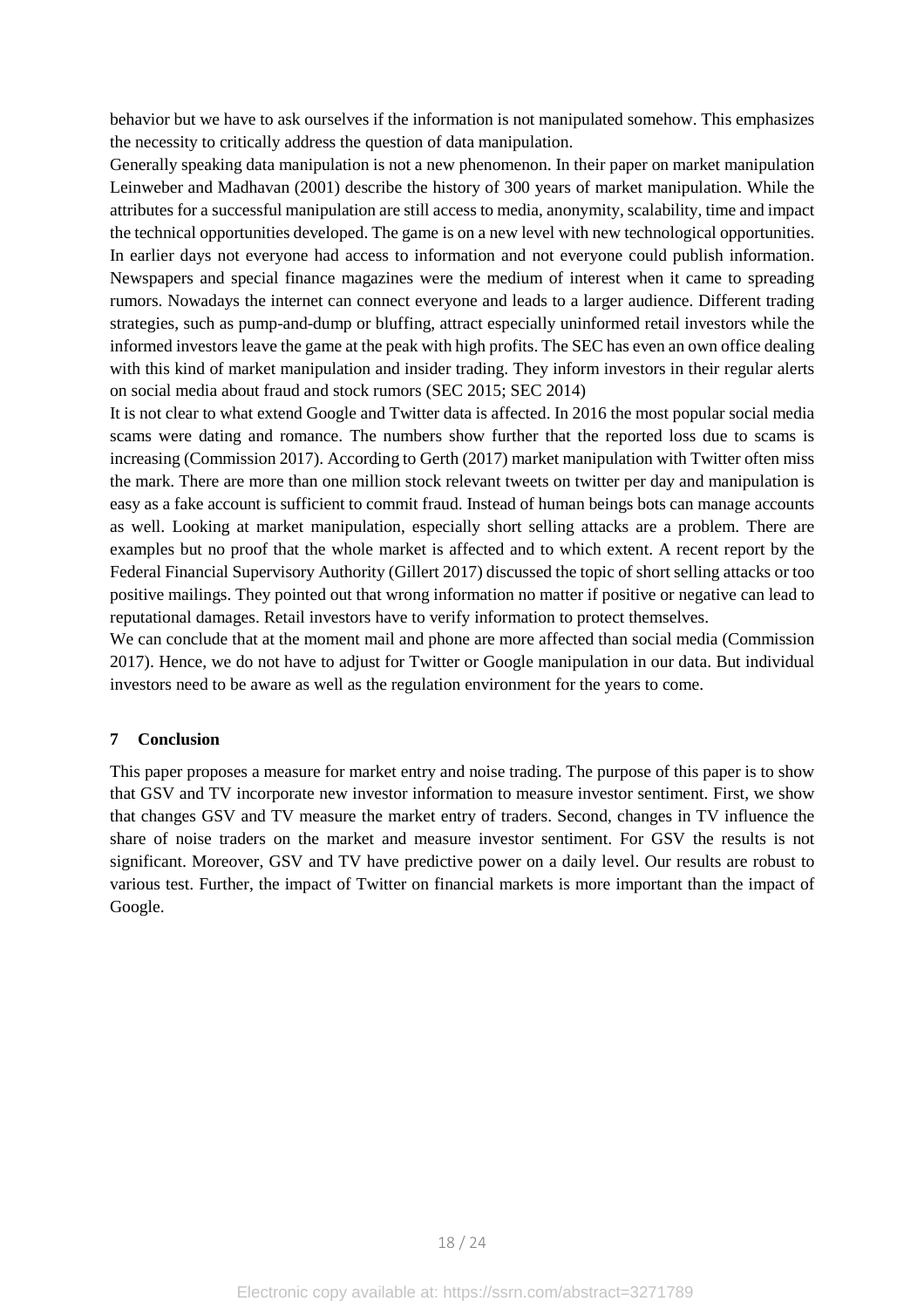behavior but we have to ask ourselves if the information is not manipulated somehow. This emphasizes the necessity to critically address the question of data manipulation.

Generally speaking data manipulation is not a new phenomenon. In their paper on market manipulation Leinweber and Madhavan (2001) describe the history of 300 years of market manipulation. While the attributes for a successful manipulation are still access to media, anonymity, scalability, time and impact the technical opportunities developed. The game is on a new level with new technological opportunities. In earlier days not everyone had access to information and not everyone could publish information. Newspapers and special finance magazines were the medium of interest when it came to spreading rumors. Nowadays the internet can connect everyone and leads to a larger audience. Different trading strategies, such as pump-and-dump or bluffing, attract especially uninformed retail investors while the informed investors leave the game at the peak with high profits. The SEC has even an own office dealing with this kind of market manipulation and insider trading. They inform investors in their regular alerts on social media about fraud and stock rumors (SEC 2015; SEC 2014)

It is not clear to what extend Google and Twitter data is affected. In 2016 the most popular social media scams were dating and romance. The numbers show further that the reported loss due to scams is increasing (Commission 2017). According to Gerth (2017) market manipulation with Twitter often miss the mark. There are more than one million stock relevant tweets on twitter per day and manipulation is easy as a fake account is sufficient to commit fraud. Instead of human beings bots can manage accounts as well. Looking at market manipulation, especially short selling attacks are a problem. There are examples but no proof that the whole market is affected and to which extent. A recent report by the Federal Financial Supervisory Authority (Gillert 2017) discussed the topic of short selling attacks or too positive mailings. They pointed out that wrong information no matter if positive or negative can lead to reputational damages. Retail investors have to verify information to protect themselves.

We can conclude that at the moment mail and phone are more affected than social media (Commission 2017). Hence, we do not have to adjust for Twitter or Google manipulation in our data. But individual investors need to be aware as well as the regulation environment for the years to come.

## 7 Conclusion

This paper proposes a measure for market entry and noise trading. The purpose of this paper is to show that GSV and TV incorporate new investor information to measure investor sentiment. First, we show that changes GSV and TV measure the market entry of traders. Second, changes in TV influence the share of noise traders on the market and measure investor sentiment. For GSV the results is not significant. Moreover, GSV and TV have predictive power on a daily level. Our results are robust to various test. Further, the impact of Twitter on financial markets is more important than the impact of Google.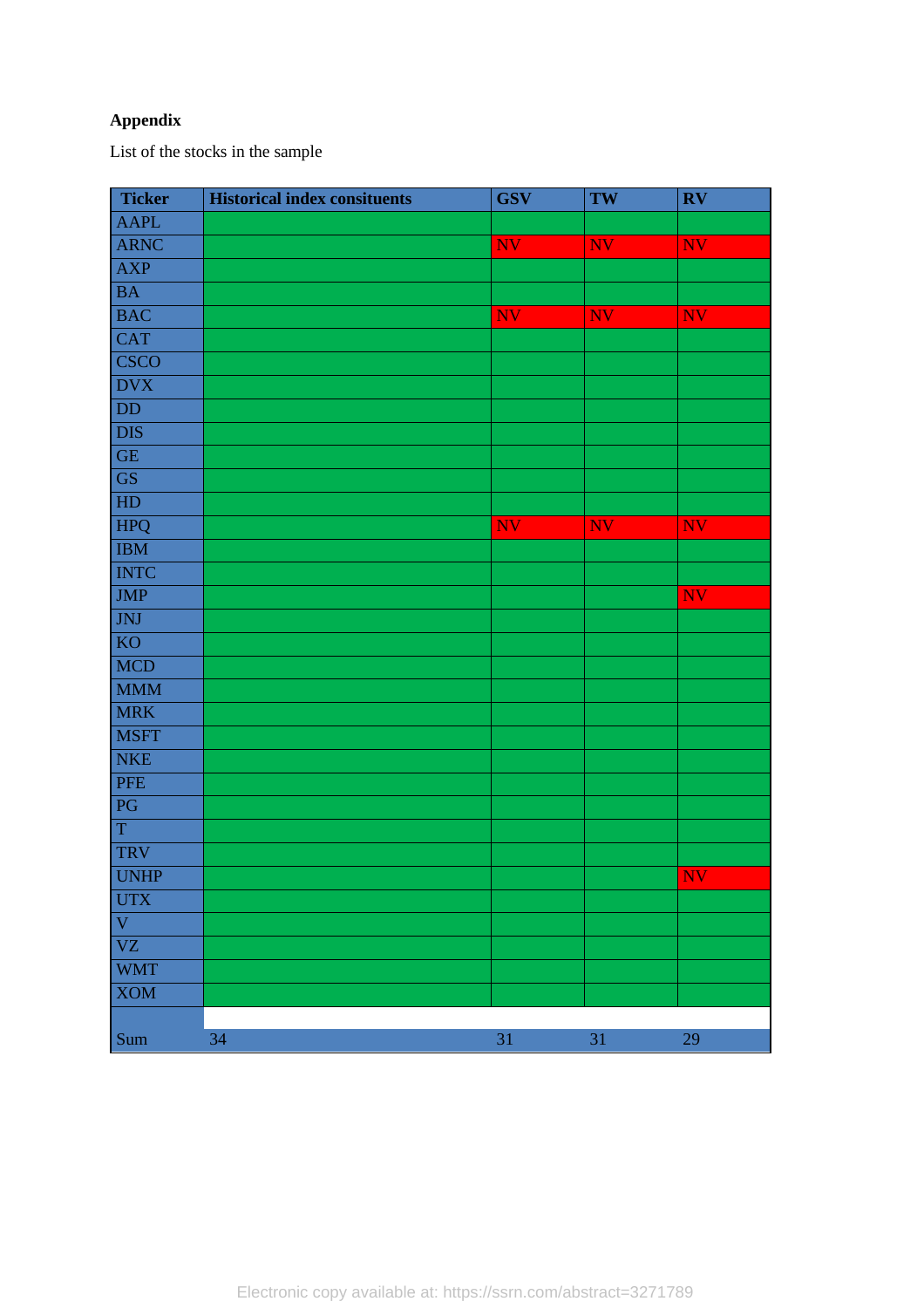**Appendix**

List of the stocks in the sample

| Ticker | Historical index consituents | GSV | TW | RV |
|---|---|---|---|---|
| AAPL | | | | |
| ARNC | | NV | NV | NV |
| AXP | | | | |
| BA | | | | |
| BAC | | NV | NV | NV |
| CAT | | | | |
| CSCO | | | | |
| DVX | | | | |
| DD | | | | |
| DIS | | | | |
| GE | | | | |
| GS | | | | |
| HD | | | | |
| HPQ | | NV | NV | NV |
| IBM | | | | |
| INTC | | | | |
| JMP | | | | NV |
| JNJ | | | | |
| KO | | | | |
| MCD | | | | |
| MMM | | | | |
| MRK | | | | |
| MSFT | | | | |
| NKE | | | | |
| PFE | | | | |
| PG | | | | |
| T | | | | |
| TRV | | | | |
| UNHP | | | | NV |
| UTX | | | | |
| V | | | | |
| VZ | | | | |
| WMT | | | | |
| XOM | | | | |
| | | | | |
| Sum | 34 | 31 | 31 | 29 |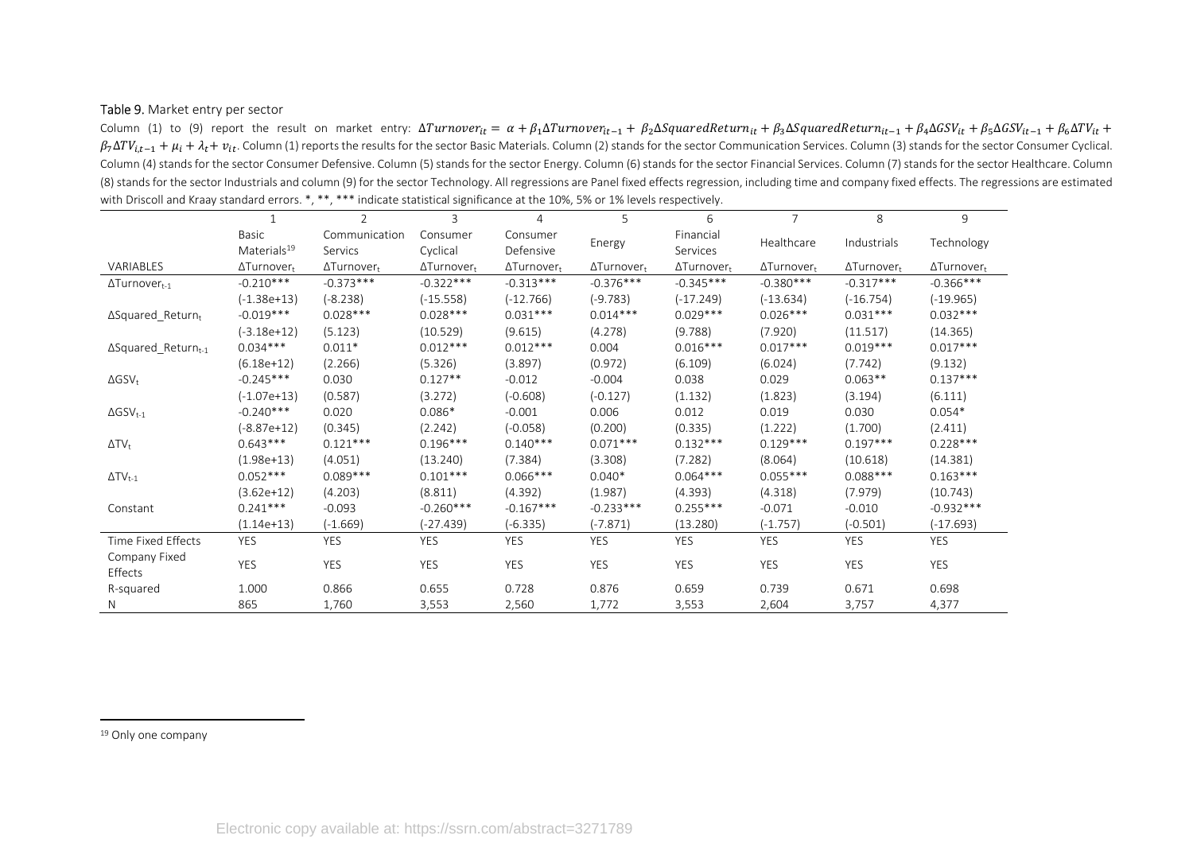Table 9. Market entry per sector

Column (1) to (9) report the result on market entry: $\Delta Turnover_{it} = \alpha + \beta_1 \Delta Turnover_{it-1} + \beta_2 \Delta SquaredReturn_{it} + \beta_3 \Delta SquaredReturn_{it-1} + \beta_4 \Delta GSV_{it} + \beta_5 \Delta GSV_{it-1} + \beta_6 \Delta TV_{it} + \beta_7 \Delta TV_{i,t-1} + \mu_i + \lambda_t + v_{it}$. Column (1) reports the results for the sector Basic Materials. Column (2) stands for the sector Communication Services. Column (3) stands for the sector Consumer Cyclical. Column (4) stands for the sector Consumer Defensive. Column (5) stands for the sector Energy. Column (6) stands for the sector Financial Services. Column (7) stands for the sector Healthcare. Column (8) stands for the sector Industrials and column (9) for the sector Technology. All regressions are Panel fixed effects regression, including time and company fixed effects. The regressions are estimated with Driscoll and Kraay standard errors. *, **, *** indicate statistical significance at the 10%, 5% or 1% levels respectively.

| | 1 | 2 | 3 | 4 | 5 | 6 | 7 | 8 | 9 |
|---|---|---|---|---|---|---|---|---|---|
| | Basic Materials[19] | Communication Services | Consumer Cyclical | Consumer Defensive | Energy | Financial Services | Healthcare | Industrials | Technology |
| VARIABLES | $\Delta Turnover_t$ | $\Delta Turnover_t$ | $\Delta Turnover_t$ | $\Delta Turnover_t$ | $\Delta Turnover_t$ | $\Delta Turnover_t$ | $\Delta Turnover_t$ | $\Delta Turnover_t$ | $\Delta Turnover_t$ |
| $\Delta Turnover_{t-1}$ | -0.210*** | -0.373*** | -0.322*** | -0.313*** | -0.376*** | -0.345*** | -0.380*** | -0.317*** | -0.366*** |
| | (-1.38e+13) | (-8.238) | (-15.558) | (-12.766) | (-9.783) | (-17.249) | (-13.634) | (-16.754) | (-19.965) |
| $\Delta Squared\_Return_t$ | -0.019*** | 0.028*** | 0.028*** | 0.031*** | 0.014*** | 0.029*** | 0.026*** | 0.031*** | 0.032*** |
| | (-3.18e+12) | (5.123) | (10.529) | (9.615) | (4.278) | (9.788) | (7.920) | (11.517) | (14.365) |
| $\Delta Squared\_Return_{t-1}$ | 0.034*** | 0.011* | 0.012*** | 0.012*** | 0.004 | 0.016*** | 0.017*** | 0.019*** | 0.017*** |
| | (6.18e+12) | (2.266) | (5.326) | (3.897) | (0.972) | (6.109) | (6.024) | (7.742) | (9.132) |
| $\Delta GSV_t$ | -0.245*** | 0.030 | 0.127** | -0.012 | -0.004 | 0.038 | 0.029 | 0.063** | 0.137*** |
| | (-1.07e+13) | (0.587) | (3.272) | (-0.608) | (-0.127) | (1.132) | (1.823) | (3.194) | (6.111) |
| $\Delta GSV_{t-1}$ | -0.240*** | 0.020 | 0.086* | -0.001 | 0.006 | 0.012 | 0.019 | 0.030 | 0.054* |
| | (-8.87e+12) | (0.345) | (2.242) | (-0.058) | (0.200) | (0.335) | (1.222) | (1.700) | (2.411) |
| $\Delta TV_t$ | 0.643*** | 0.121*** | 0.196*** | 0.140*** | 0.071*** | 0.132*** | 0.129*** | 0.197*** | 0.228*** |
| | (1.98e+13) | (4.051) | (13.240) | (7.384) | (3.308) | (7.282) | (8.064) | (10.618) | (14.381) |
| $\Delta TV_{t-1}$ | 0.052*** | 0.089*** | 0.101*** | 0.066*** | 0.040* | 0.064*** | 0.055*** | 0.088*** | 0.163*** |
| | (3.62e+12) | (4.203) | (8.811) | (4.392) | (1.987) | (4.393) | (4.318) | (7.979) | (10.743) |
| Constant | 0.241*** | -0.093 | -0.260*** | -0.167*** | -0.233*** | 0.255*** | -0.071 | -0.010 | -0.932*** |
| | (1.14e+13) | (-1.669) | (-27.439) | (-6.335) | (-7.871) | (13.280) | (-1.757) | (-0.501) | (-17.693) |
| Time Fixed Effects | YES | YES | YES | YES | YES | YES | YES | YES | YES |
| Company Fixed Effects | YES | YES | YES | YES | YES | YES | YES | YES | YES |
| R-squared | 1.000 | 0.866 | 0.655 | 0.728 | 0.876 | 0.659 | 0.739 | 0.671 | 0.698 |
| N | 865 | 1,760 | 3,553 | 2,560 | 1,772 | 3,553 | 2,604 | 3,757 | 4,377 |

[19] Only one company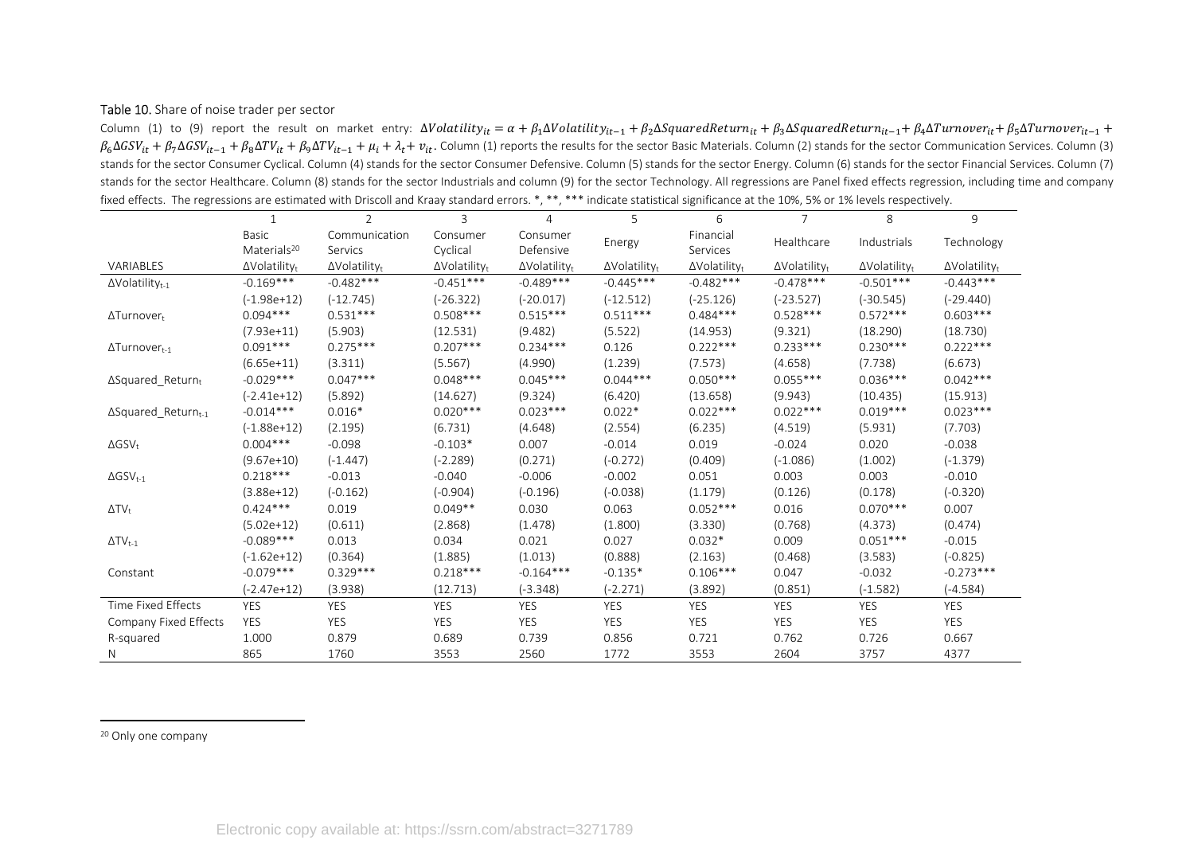Table 10. Share of noise trader per sector

Column (1) to (9) report the result on market entry: $\Delta Volatility_{it} = \alpha + \beta_1 \Delta Volatility_{it-1} + \beta_2 \Delta SquaredReturn_{it} + \beta_3 \Delta SquaredReturn_{it-1} + \beta_4 \Delta Turnover_{it} + \beta_5 \Delta Turnover_{it-1} + \beta_6 \Delta GSV_{it} + \beta_7 \Delta GSV_{it-1} + \beta_8 \Delta TV_{it} + \beta_9 \Delta TV_{it-1} + \mu_i + \lambda_t + v_{it}$. Column (1) reports the results for the sector Basic Materials. Column (2) stands for the sector Communication Services. Column (3) stands for the sector Consumer Cyclical. Column (4) stands for the sector Consumer Defensive. Column (5) stands for the sector Energy. Column (6) stands for the sector Financial Services. Column (7) stands for the sector Healthcare. Column (8) stands for the sector Industrials and column (9) for the sector Technology. All regressions are Panel fixed effects regression, including time and company fixed effects. The regressions are estimated with Driscoll and Kraay standard errors. *, **, *** indicate statistical significance at the 10%, 5% or 1% levels respectively.

| | 1 | 2 | 3 | 4 | 5 | 6 | 7 | 8 | 9 |
|---|---|---|---|---|---|---|---|---|---|
| | Basic Materials[20] | Communication Servics | Consumer Cyclical | Consumer Defensive | Energy | Financial Services | Healthcare | Industrials | Technology |
| VARIABLES | $\Delta Volatility_t$ | $\Delta Volatility_t$ | $\Delta Volatility_t$ | $\Delta Volatility_t$ | $\Delta Volatility_t$ | $\Delta Volatility_t$ | $\Delta Volatility_t$ | $\Delta Volatility_t$ | $\Delta Volatility_t$ |
| $\Delta Volatility_{t-1}$ | -0.169*** | -0.482*** | -0.451*** | -0.489*** | -0.445*** | -0.482*** | -0.478*** | -0.501*** | -0.443*** |
| | (-1.98e+12) | (-12.745) | (-26.322) | (-20.017) | (-12.512) | (-25.126) | (-23.527) | (-30.545) | (-29.440) |
| $\Delta Turnover_t$ | 0.094*** | 0.531*** | 0.508*** | 0.515*** | 0.511*** | 0.484*** | 0.528*** | 0.572*** | 0.603*** |
| | (7.93e+11) | (5.903) | (12.531) | (9.482) | (5.522) | (14.953) | (9.321) | (18.290) | (18.730) |
| $\Delta Turnover_{t-1}$ | 0.091*** | 0.275*** | 0.207*** | 0.234*** | 0.126 | 0.222*** | 0.233*** | 0.230*** | 0.222*** |
| | (6.65e+11) | (3.311) | (5.567) | (4.990) | (1.239) | (7.573) | (4.658) | (7.738) | (6.673) |
| $\Delta Squared\_Return_t$ | -0.029*** | 0.047*** | 0.048*** | 0.045*** | 0.044*** | 0.050*** | 0.055*** | 0.036*** | 0.042*** |
| | (-2.41e+12) | (5.892) | (14.627) | (9.324) | (6.420) | (13.658) | (9.943) | (10.435) | (15.913) |
| $\Delta Squared\_Return_{t-1}$ | -0.014*** | 0.016* | 0.020*** | 0.023*** | 0.022* | 0.022*** | 0.022*** | 0.019*** | 0.023*** |
| | (-1.88e+12) | (2.195) | (6.731) | (4.648) | (2.554) | (6.235) | (4.519) | (5.931) | (7.703) |
| $\Delta GSV_t$ | 0.004*** | -0.098 | -0.103* | 0.007 | -0.014 | 0.019 | -0.024 | 0.020 | -0.038 |
| | (9.67e+10) | (-1.447) | (-2.289) | (0.271) | (-0.272) | (0.409) | (-1.086) | (1.002) | (-1.379) |
| $\Delta GSV_{t-1}$ | 0.218*** | -0.013 | -0.040 | -0.006 | -0.002 | 0.051 | 0.003 | 0.003 | -0.010 |
| | (3.88e+12) | (-0.162) | (-0.904) | (-0.196) | (-0.038) | (1.179) | (0.126) | (0.178) | (-0.320) |
| $\Delta TV_t$ | 0.424*** | 0.019 | 0.049** | 0.030 | 0.063 | 0.052*** | 0.016 | 0.070*** | 0.007 |
| | (5.02e+12) | (0.611) | (2.868) | (1.478) | (1.800) | (3.330) | (0.768) | (4.373) | (0.474) |
| $\Delta TV_{t-1}$ | -0.089*** | 0.013 | 0.034 | 0.021 | 0.027 | 0.032* | 0.009 | 0.051*** | -0.015 |
| | (-1.62e+12) | (0.364) | (1.885) | (1.013) | (0.888) | (2.163) | (0.468) | (3.583) | (-0.825) |
| Constant | -0.079*** | 0.329*** | 0.218*** | -0.164*** | -0.135* | 0.106*** | 0.047 | -0.032 | -0.273*** |
| | (-2.47e+12) | (3.938) | (12.713) | (-3.348) | (-2.271) | (3.892) | (0.851) | (-1.582) | (-4.584) |
| Time Fixed Effects | YES | YES | YES | YES | YES | YES | YES | YES | YES |
| Company Fixed Effects | YES | YES | YES | YES | YES | YES | YES | YES | YES |
| R-squared | 1.000 | 0.879 | 0.689 | 0.739 | 0.856 | 0.721 | 0.762 | 0.726 | 0.667 |
| N | 865 | 1760 | 3553 | 2560 | 1772 | 3553 | 2604 | 3757 | 4377 |

[20] Only one company

Electronic copy available at: https://ssrn.com/abstract=3271789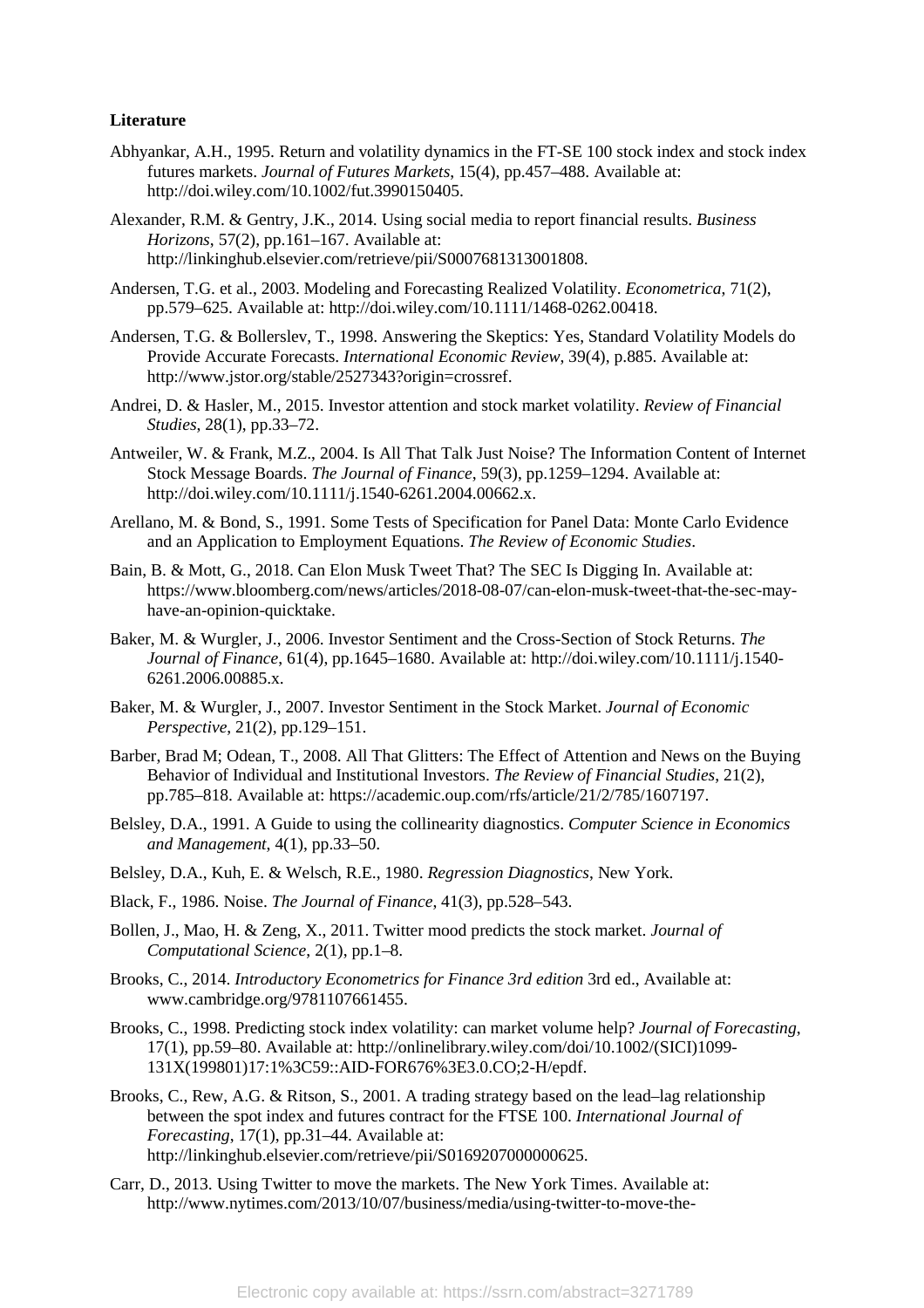**Literature**

Abhyankar, A.H., 1995. Return and volatility dynamics in the FT-SE 100 stock index and stock index futures markets. *Journal of Futures Markets*, 15(4), pp.457–488. Available at: http://doi.wiley.com/10.1002/fut.3990150405.

Alexander, R.M. & Gentry, J.K., 2014. Using social media to report financial results. *Business Horizons*, 57(2), pp.161–167. Available at: http://linkinghub.elsevier.com/retrieve/pii/S0007681313001808.

Andersen, T.G. et al., 2003. Modeling and Forecasting Realized Volatility. *Econometrica*, 71(2), pp.579–625. Available at: http://doi.wiley.com/10.1111/1468-0262.00418.

Andersen, T.G. & Bollerslev, T., 1998. Answering the Skeptics: Yes, Standard Volatility Models do Provide Accurate Forecasts. *International Economic Review*, 39(4), p.885. Available at: http://www.jstor.org/stable/2527343?origin=crossref.

Andrei, D. & Hasler, M., 2015. Investor attention and stock market volatility. *Review of Financial Studies*, 28(1), pp.33–72.

Antweiler, W. & Frank, M.Z., 2004. Is All That Talk Just Noise? The Information Content of Internet Stock Message Boards. *The Journal of Finance*, 59(3), pp.1259–1294. Available at: http://doi.wiley.com/10.1111/j.1540-6261.2004.00662.x.

Arellano, M. & Bond, S., 1991. Some Tests of Specification for Panel Data: Monte Carlo Evidence and an Application to Employment Equations. *The Review of Economic Studies*.

Bain, B. & Mott, G., 2018. Can Elon Musk Tweet That? The SEC Is Digging In. Available at: https://www.bloomberg.com/news/articles/2018-08-07/can-elon-musk-tweet-that-the-sec-may-have-an-opinion-quicktake.

Baker, M. & Wurgler, J., 2006. Investor Sentiment and the Cross-Section of Stock Returns. *The Journal of Finance*, 61(4), pp.1645–1680. Available at: http://doi.wiley.com/10.1111/j.1540-6261.2006.00885.x.

Baker, M. & Wurgler, J., 2007. Investor Sentiment in the Stock Market. *Journal of Economic Perspective*, 21(2), pp.129–151.

Barber, Brad M; Odean, T., 2008. All That Glitters: The Effect of Attention and News on the Buying Behavior of Individual and Institutional Investors. *The Review of Financial Studies*, 21(2), pp.785–818. Available at: https://academic.oup.com/rfs/article/21/2/785/1607197.

Belsley, D.A., 1991. A Guide to using the collinearity diagnostics. *Computer Science in Economics and Management*, 4(1), pp.33–50.

Belsley, D.A., Kuh, E. & Welsch, R.E., 1980. *Regression Diagnostics*, New York.

Black, F., 1986. Noise. *The Journal of Finance*, 41(3), pp.528–543.

Bollen, J., Mao, H. & Zeng, X., 2011. Twitter mood predicts the stock market. *Journal of Computational Science*, 2(1), pp.1–8.

Brooks, C., 2014. *Introductory Econometrics for Finance 3rd edition* 3rd ed., Available at: www.cambridge.org/9781107661455.

Brooks, C., 1998. Predicting stock index volatility: can market volume help? *Journal of Forecasting*, 17(1), pp.59–80. Available at: http://onlinelibrary.wiley.com/doi/10.1002/(SICI)1099-131X(199801)17:1%3C59::AID-FOR676%3E3.0.CO;2-H/epdf.

Brooks, C., Rew, A.G. & Ritson, S., 2001. A trading strategy based on the lead–lag relationship between the spot index and futures contract for the FTSE 100. *International Journal of Forecasting*, 17(1), pp.31–44. Available at: http://linkinghub.elsevier.com/retrieve/pii/S0169207000000625.

Carr, D., 2013. Using Twitter to move the markets. The New York Times. Available at: http://www.nytimes.com/2013/10/07/business/media/using-twitter-to-move-the-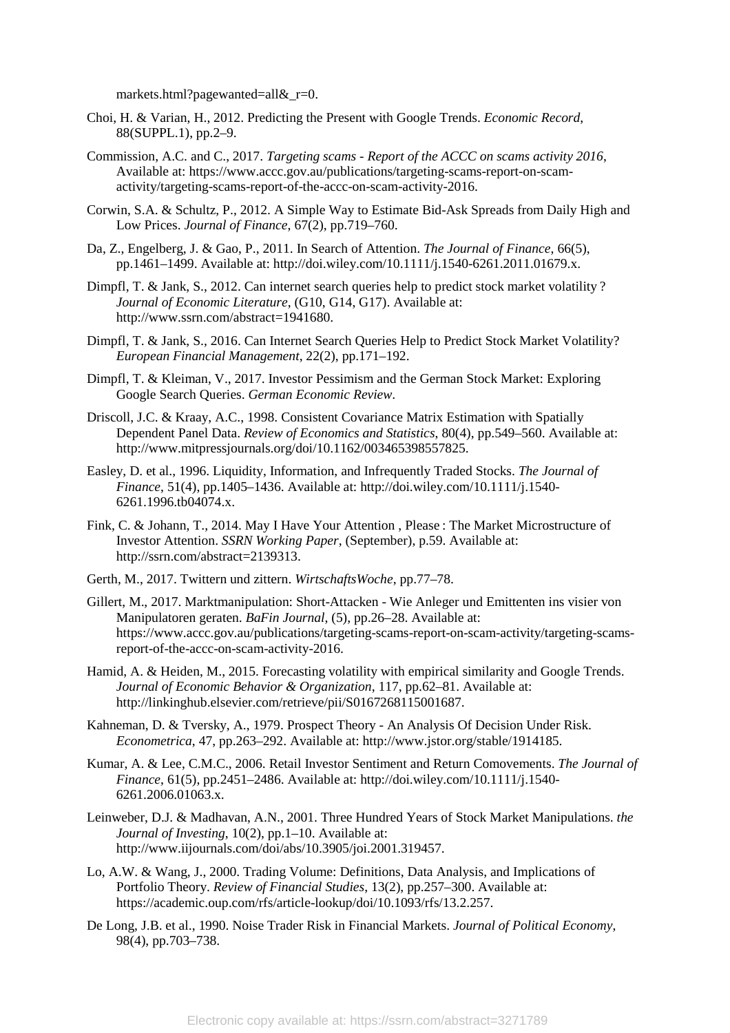markets.html?pagewanted=all&_r=0.

Choi, H. & Varian, H., 2012. Predicting the Present with Google Trends. *Economic Record*, 88(SUPPL.1), pp.2–9.

Commission, A.C. and C., 2017. *Targeting scams - Report of the ACCC on scams activity 2016*, Available at: https://www.accc.gov.au/publications/targeting-scams-report-on-scam-activity/targeting-scams-report-of-the-accc-on-scam-activity-2016.

Corwin, S.A. & Schultz, P., 2012. A Simple Way to Estimate Bid-Ask Spreads from Daily High and Low Prices. *Journal of Finance*, 67(2), pp.719–760.

Da, Z., Engelberg, J. & Gao, P., 2011. In Search of Attention. *The Journal of Finance*, 66(5), pp.1461–1499. Available at: http://doi.wiley.com/10.1111/j.1540-6261.2011.01679.x.

Dimpfl, T. & Jank, S., 2012. Can internet search queries help to predict stock market volatility ? *Journal of Economic Literature*, (G10, G14, G17). Available at: http://www.ssrn.com/abstract=1941680.

Dimpfl, T. & Jank, S., 2016. Can Internet Search Queries Help to Predict Stock Market Volatility? *European Financial Management*, 22(2), pp.171–192.

Dimpfl, T. & Kleiman, V., 2017. Investor Pessimism and the German Stock Market: Exploring Google Search Queries. *German Economic Review*.

Driscoll, J.C. & Kraay, A.C., 1998. Consistent Covariance Matrix Estimation with Spatially Dependent Panel Data. *Review of Economics and Statistics*, 80(4), pp.549–560. Available at: http://www.mitpressjournals.org/doi/10.1162/003465398557825.

Easley, D. et al., 1996. Liquidity, Information, and Infrequently Traded Stocks. *The Journal of Finance*, 51(4), pp.1405–1436. Available at: http://doi.wiley.com/10.1111/j.1540-6261.1996.tb04074.x.

Fink, C. & Johann, T., 2014. May I Have Your Attention , Please : The Market Microstructure of Investor Attention. *SSRN Working Paper*, (September), p.59. Available at: http://ssrn.com/abstract=2139313.

Gerth, M., 2017. Twittern und zittern. *WirtschaftsWoche*, pp.77–78.

Gillert, M., 2017. Marktmanipulation: Short-Attacken - Wie Anleger und Emittenten ins visier von Manipulatoren geraten. *BaFin Journal*, (5), pp.26–28. Available at: https://www.accc.gov.au/publications/targeting-scams-report-on-scam-activity/targeting-scams-report-of-the-accc-on-scam-activity-2016.

Hamid, A. & Heiden, M., 2015. Forecasting volatility with empirical similarity and Google Trends. *Journal of Economic Behavior & Organization*, 117, pp.62–81. Available at: http://linkinghub.elsevier.com/retrieve/pii/S0167268115001687.

Kahneman, D. & Tversky, A., 1979. Prospect Theory - An Analysis Of Decision Under Risk. *Econometrica*, 47, pp.263–292. Available at: http://www.jstor.org/stable/1914185.

Kumar, A. & Lee, C.M.C., 2006. Retail Investor Sentiment and Return Comovements. *The Journal of Finance*, 61(5), pp.2451–2486. Available at: http://doi.wiley.com/10.1111/j.1540-6261.2006.01063.x.

Leinweber, D.J. & Madhavan, A.N., 2001. Three Hundred Years of Stock Market Manipulations. *the Journal of Investing*, 10(2), pp.1–10. Available at: http://www.iijournals.com/doi/abs/10.3905/joi.2001.319457.

Lo, A.W. & Wang, J., 2000. Trading Volume: Definitions, Data Analysis, and Implications of Portfolio Theory. *Review of Financial Studies*, 13(2), pp.257–300. Available at: https://academic.oup.com/rfs/article-lookup/doi/10.1093/rfs/13.2.257.

De Long, J.B. et al., 1990. Noise Trader Risk in Financial Markets. *Journal of Political Economy*, 98(4), pp.703–738.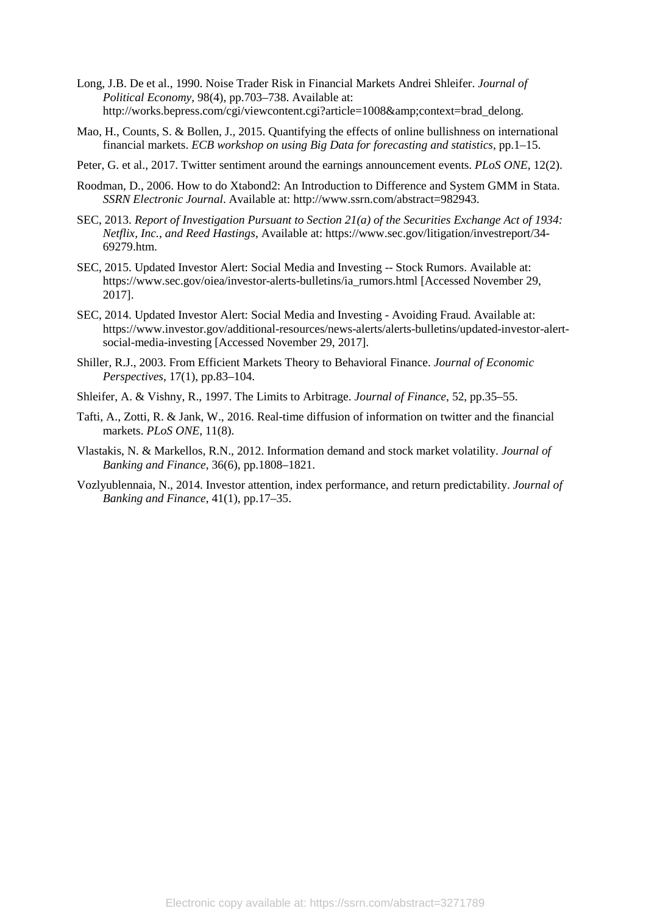Long, J.B. De et al., 1990. Noise Trader Risk in Financial Markets Andrei Shleifer. *Journal of Political Economy*, 98(4), pp.703–738. Available at: http://works.bepress.com/cgi/viewcontent.cgi?article=1008&amp;context=brad_delong.

Mao, H., Counts, S. & Bollen, J., 2015. Quantifying the effects of online bullishness on international financial markets. *ECB workshop on using Big Data for forecasting and statistics*, pp.1–15.

Peter, G. et al., 2017. Twitter sentiment around the earnings announcement events. *PLoS ONE*, 12(2).

Roodman, D., 2006. How to do Xtabond2: An Introduction to Difference and System GMM in Stata. *SSRN Electronic Journal*. Available at: http://www.ssrn.com/abstract=982943.

SEC, 2013. *Report of Investigation Pursuant to Section 21(a) of the Securities Exchange Act of 1934: Netflix, Inc., and Reed Hastings*, Available at: https://www.sec.gov/litigation/investreport/34-69279.htm.

SEC, 2015. Updated Investor Alert: Social Media and Investing -- Stock Rumors. Available at: https://www.sec.gov/oiea/investor-alerts-bulletins/ia_rumors.html [Accessed November 29, 2017].

SEC, 2014. Updated Investor Alert: Social Media and Investing - Avoiding Fraud. Available at: https://www.investor.gov/additional-resources/news-alerts/alerts-bulletins/updated-investor-alert-social-media-investing [Accessed November 29, 2017].

Shiller, R.J., 2003. From Efficient Markets Theory to Behavioral Finance. *Journal of Economic Perspectives*, 17(1), pp.83–104.

Shleifer, A. & Vishny, R., 1997. The Limits to Arbitrage. *Journal of Finance*, 52, pp.35–55.

Tafti, A., Zotti, R. & Jank, W., 2016. Real-time diffusion of information on twitter and the financial markets. *PLoS ONE*, 11(8).

Vlastakis, N. & Markellos, R.N., 2012. Information demand and stock market volatility. *Journal of Banking and Finance*, 36(6), pp.1808–1821.

Vozlyublennaia, N., 2014. Investor attention, index performance, and return predictability. *Journal of Banking and Finance*, 41(1), pp.17–35.